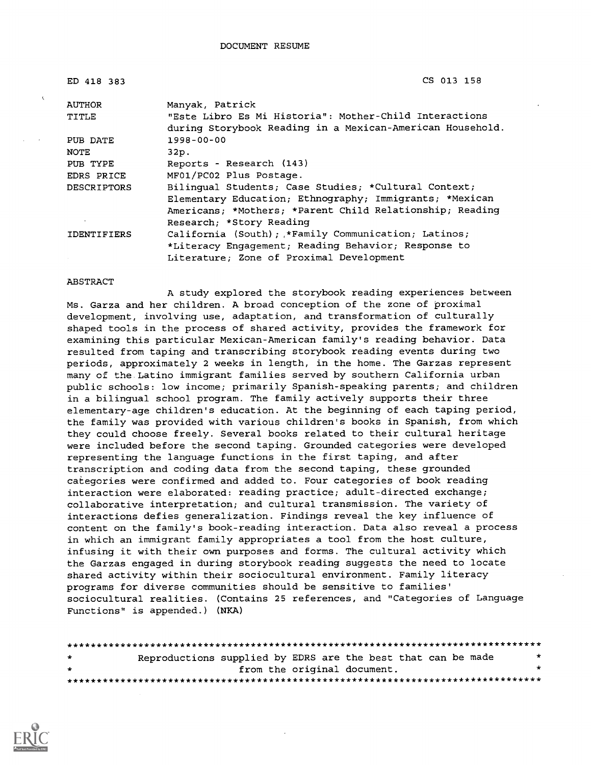DOCUMENT RESUME

| | |
|---|---|
| ED 418 383 | CS 013 158 |
| AUTHOR | Manyak, Patrick |
| TITLE | "Este Libro Es Mi Historia": Mother-Child Interactions during Storybook Reading in a Mexican-American Household. |
| PUB DATE | 1998-00-00 |
| NOTE | 32p. |
| PUB TYPE | Reports - Research (143) |
| EDRS PRICE | MF01/PC02 Plus Postage. |
| DESCRIPTORS | Bilingual Students; Case Studies; *Cultural Context; Elementary Education; Ethnography; Immigrants; *Mexican Americans; *Mothers; *Parent Child Relationship; Reading Research; *Story Reading |
| IDENTIFIERS | California (South); *Family Communication; Latinos; *Literacy Engagement; Reading Behavior; Response to Literature; Zone of Proximal Development |

ABSTRACT

A study explored the storybook reading experiences between Ms. Garza and her children. A broad conception of the zone of proximal development, involving use, adaptation, and transformation of culturally shaped tools in the process of shared activity, provides the framework for examining this particular Mexican-American family's reading behavior. Data resulted from taping and transcribing storybook reading events during two periods, approximately 2 weeks in length, in the home. The Garzas represent many of the Latino immigrant families served by southern California urban public schools: low income; primarily Spanish-speaking parents; and children in a bilingual school program. The family actively supports their three elementary-age children's education. At the beginning of each taping period, the family was provided with various children's books in Spanish, from which they could choose freely. Several books related to their cultural heritage were included before the second taping. Grounded categories were developed representing the language functions in the first taping, and after transcription and coding data from the second taping, these grounded categories were confirmed and added to. Four categories of book reading interaction were elaborated: reading practice; adult-directed exchange; collaborative interpretation; and cultural transmission. The variety of interactions defies generalization. Findings reveal the key influence of content on the family's book-reading interaction. Data also reveal a process in which an immigrant family appropriates a tool from the host culture, infusing it with their own purposes and forms. The cultural activity which the Garzas engaged in during storybook reading suggests the need to locate shared activity within their sociocultural environment. Family literacy programs for diverse communities should be sensitive to families' sociocultural realities. (Contains 25 references, and "Categories of Language Functions" is appended.) (NKA)

********************************************************************************
* Reproductions supplied by EDRS are the best that can be made *
* from the original document. *
********************************************************************************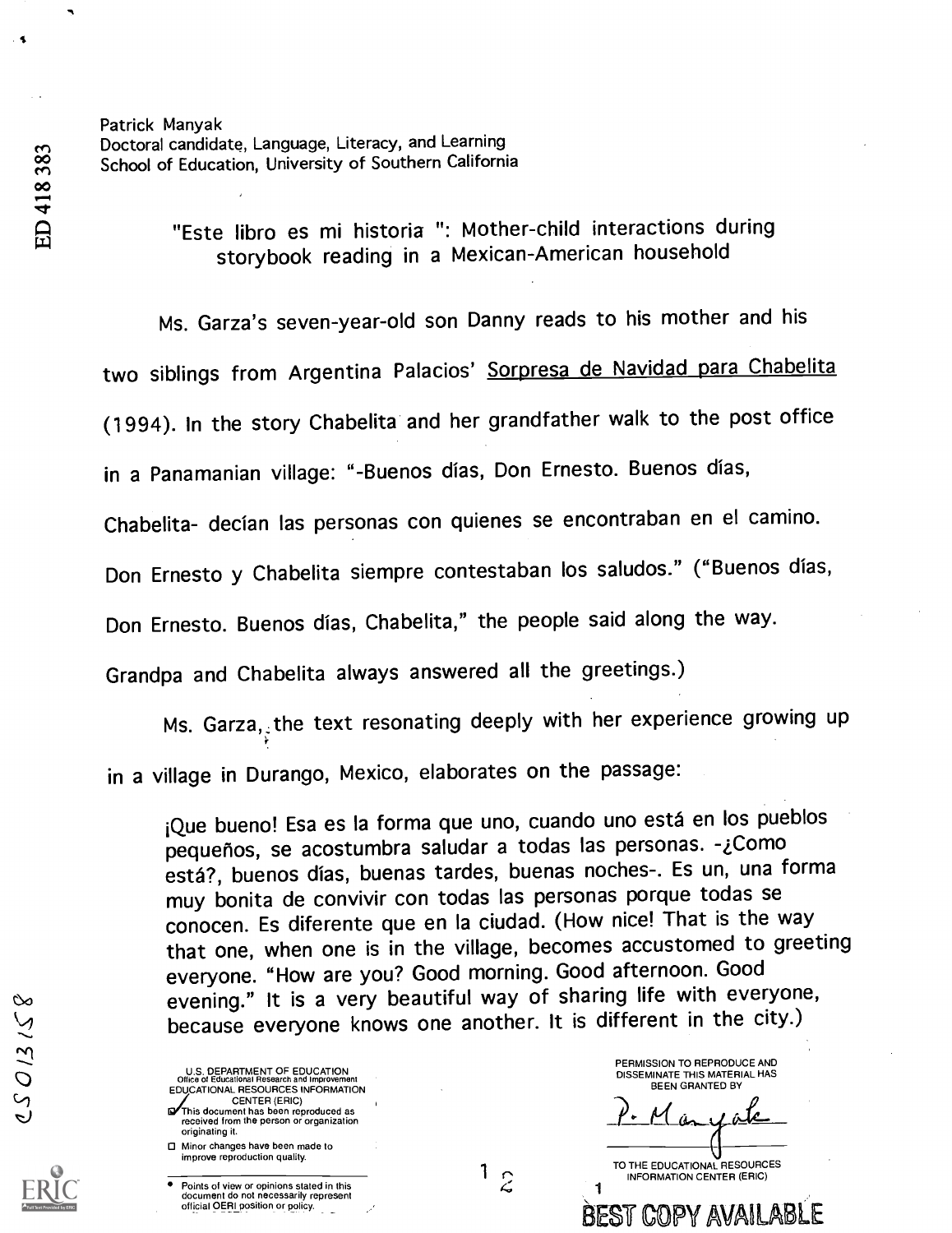Patrick Manyak
Doctoral candidate, Language, Literacy, and Learning
School of Education, University of Southern California

# "Este libro es mi historia": Mother-child interactions during storybook reading in a Mexican-American household

Ms. Garza's seven-year-old son Danny reads to his mother and his two siblings from Argentina Palacios' Sorpresa de Navidad para Chabelita (1994). In the story Chabelita and her grandfather walk to the post office in a Panamanian village: "-Buenos días, Don Ernesto. Buenos días, Chabelita- decían las personas con quienes se encontraban en el camino. Don Ernesto y Chabelita siempre contestaban los saludos." ("Buenos días, Don Ernesto. Buenos días, Chabelita," the people said along the way. Grandpa and Chabelita always answered all the greetings.)

Ms. Garza, the text resonating deeply with her experience growing up in a village in Durango, Mexico, elaborates on the passage:

> ¡Que bueno! Esa es la forma que uno, cuando uno está en los pueblos pequeños, se acostumbra saludar a todas las personas. -¿Como está?, buenos días, buenas tardes, buenas noches-. Es un, una forma muy bonita de convivir con todas las personas porque todas se conocen. Es diferente que en la ciudad. (How nice! That is the way that one, when one is in the village, becomes accustomed to greeting everyone. "How are you? Good morning. Good afternoon. Good evening." It is a very beautiful way of sharing life with everyone, because everyone knows one another. It is different in the city.)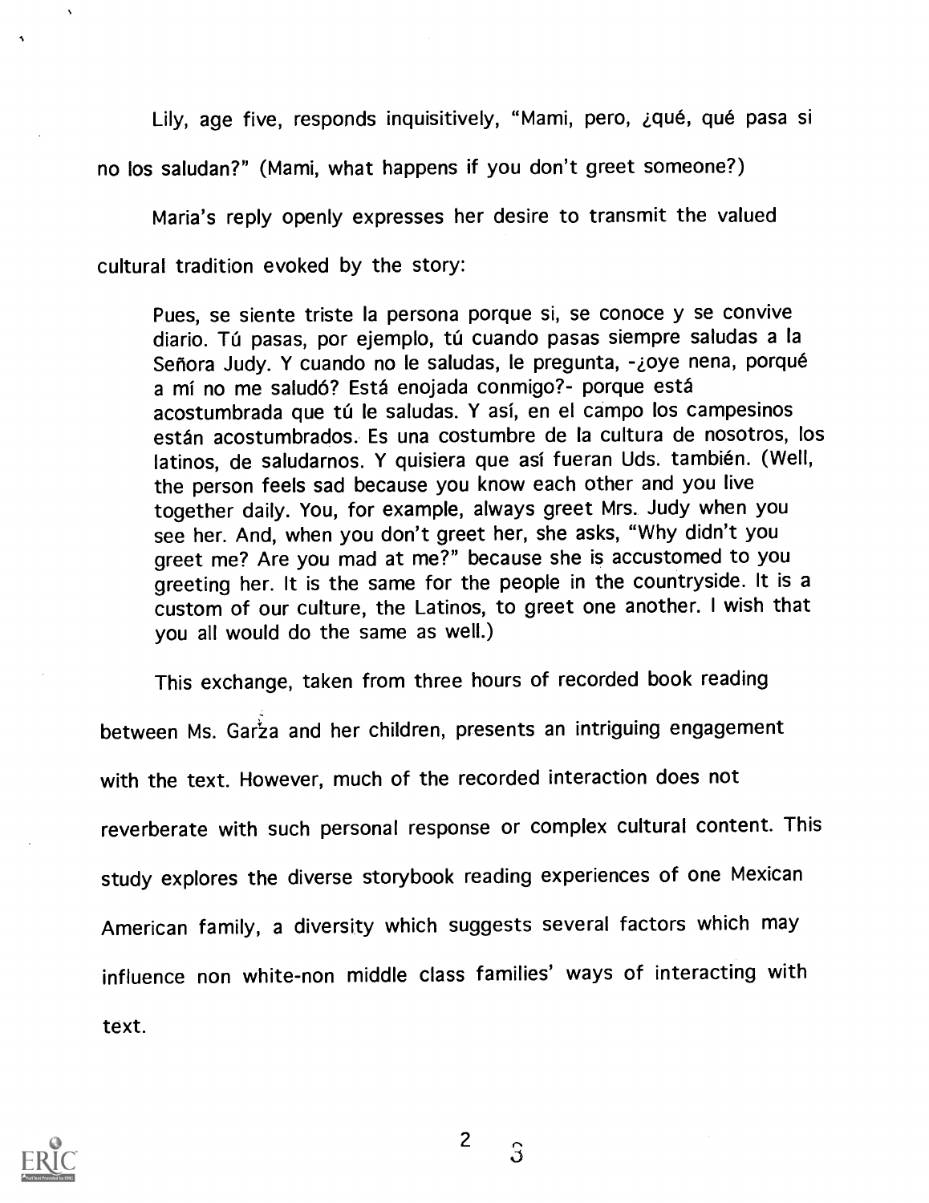Lily, age five, responds inquisitively, "Mami, pero, ¿qué, qué pasa si no los saludan?" (Mami, what happens if you don't greet someone?)

Maria's reply openly expresses her desire to transmit the valued cultural tradition evoked by the story:

> Pues, se siente triste la persona porque si, se conoce y se convive diario. Tú pasas, por ejemplo, tú cuando pasas siempre saludas a la Señora Judy. Y cuando no le saludas, le pregunta, -¿oye nena, porqué a mí no me saludó? Está enojada conmigo?- porque está acostumbrada que tú le saludas. Y así, en el campo los campesinos están acostumbrados. Es una costumbre de la cultura de nosotros, los latinos, de saludarnos. Y quisiera que así fueran Uds. también. (Well, the person feels sad because you know each other and you live together daily. You, for example, always greet Mrs. Judy when you see her. And, when you don't greet her, she asks, "Why didn't you greet me? Are you mad at me?" because she is accustomed to you greeting her. It is the same for the people in the countryside. It is a custom of our culture, the Latinos, to greet one another. I wish that you all would do the same as well.)

This exchange, taken from three hours of recorded book reading between Ms. Garza and her children, presents an intriguing engagement with the text. However, much of the recorded interaction does not reverberate with such personal response or complex cultural content. This study explores the diverse storybook reading experiences of one Mexican American family, a diversity which suggests several factors which may influence non white-non middle class families' ways of interacting with text.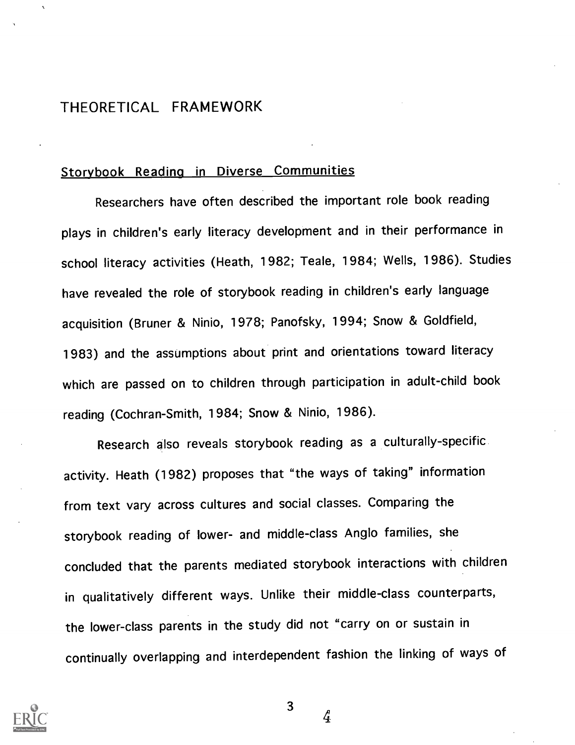# THEORETICAL FRAMEWORK

## Storybook Reading in Diverse Communities

Researchers have often described the important role book reading plays in children's early literacy development and in their performance in school literacy activities (Heath, 1982; Teale, 1984; Wells, 1986). Studies have revealed the role of storybook reading in children's early language acquisition (Bruner & Ninio, 1978; Panofsky, 1994; Snow & Goldfield, 1983) and the assumptions about print and orientations toward literacy which are passed on to children through participation in adult-child book reading (Cochran-Smith, 1984; Snow & Ninio, 1986).

Research also reveals storybook reading as a culturally-specific activity. Heath (1982) proposes that "the ways of taking" information from text vary across cultures and social classes. Comparing the storybook reading of lower- and middle-class Anglo families, she concluded that the parents mediated storybook interactions with children in qualitatively different ways. Unlike their middle-class counterparts, the lower-class parents in the study did not "carry on or sustain in continually overlapping and interdependent fashion the linking of ways of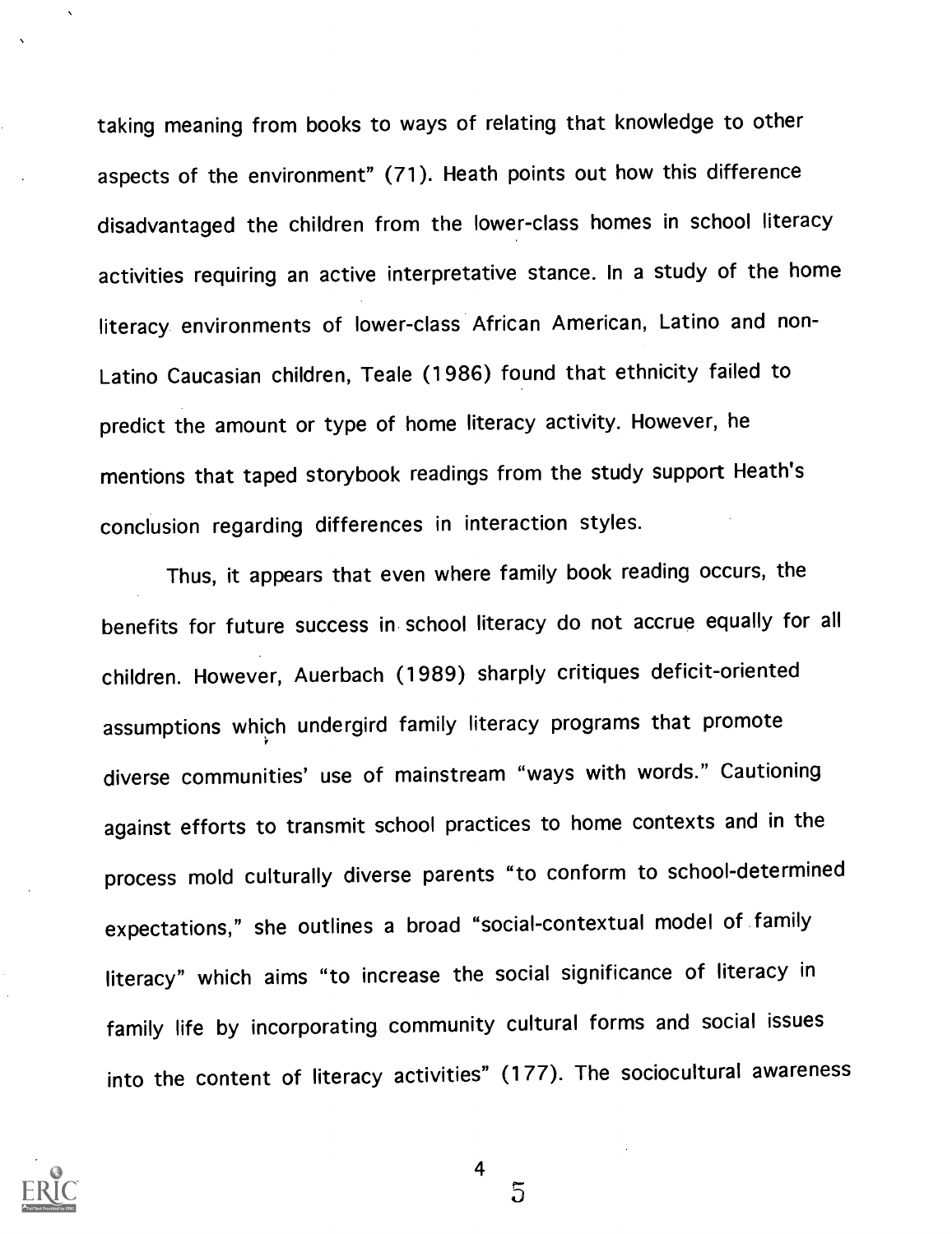taking meaning from books to ways of relating that knowledge to other aspects of the environment" (71). Heath points out how this difference disadvantaged the children from the lower-class homes in school literacy activities requiring an active interpretative stance. In a study of the home literacy environments of lower-class African American, Latino and non-Latino Caucasian children, Teale (1986) found that ethnicity failed to predict the amount or type of home literacy activity. However, he mentions that taped storybook readings from the study support Heath's conclusion regarding differences in interaction styles.

Thus, it appears that even where family book reading occurs, the benefits for future success in school literacy do not accrue equally for all children. However, Auerbach (1989) sharply critiques deficit-oriented assumptions which undergird family literacy programs that promote diverse communities' use of mainstream "ways with words." Cautioning against efforts to transmit school practices to home contexts and in the process mold culturally diverse parents "to conform to school-determined expectations," she outlines a broad "social-contextual model of family literacy" which aims "to increase the social significance of literacy in family life by incorporating community cultural forms and social issues into the content of literacy activities" (177). The sociocultural awareness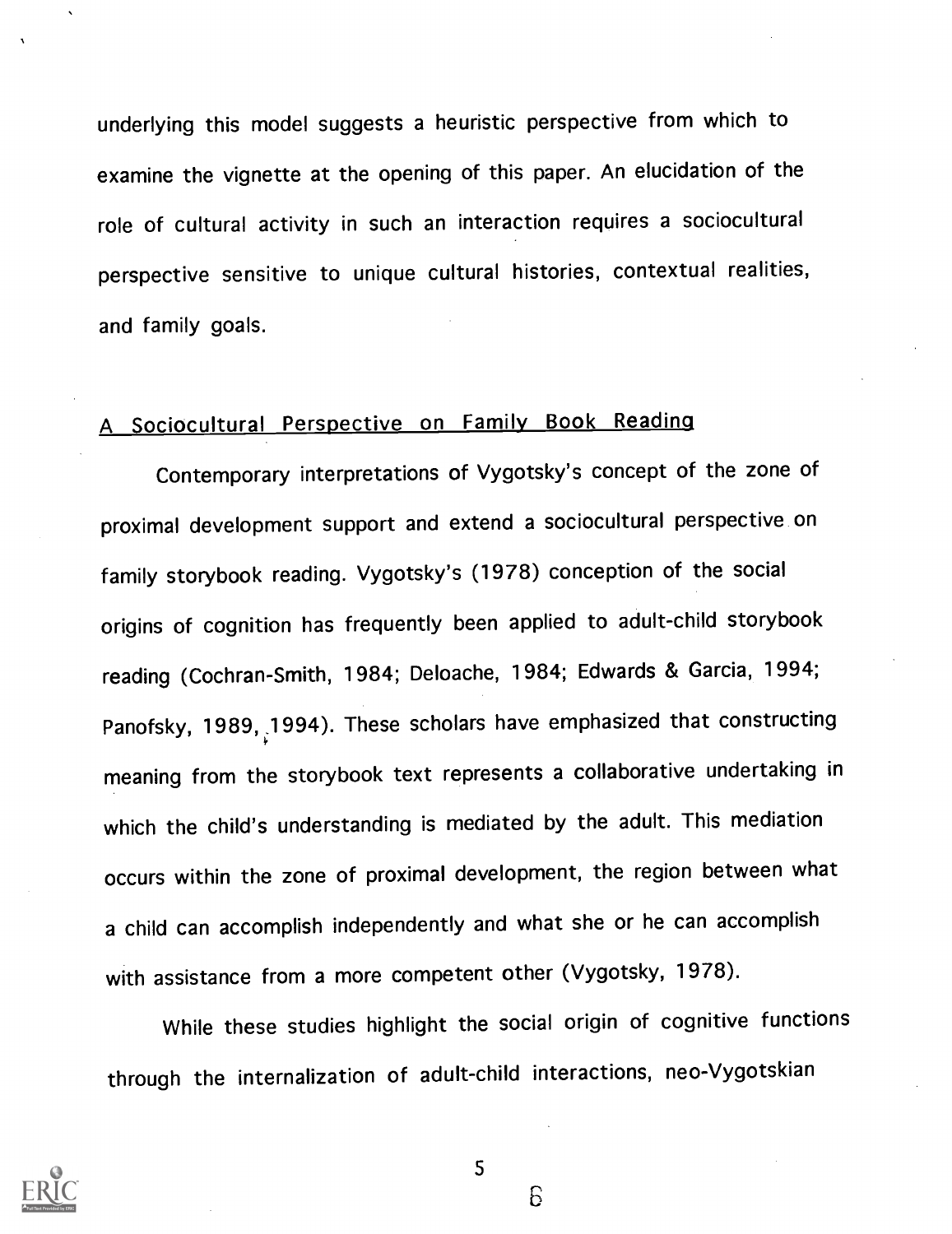underlying this model suggests a heuristic perspective from which to examine the vignette at the opening of this paper. An elucidation of the role of cultural activity in such an interaction requires a sociocultural perspective sensitive to unique cultural histories, contextual realities, and family goals.

## A Sociocultural Perspective on Family Book Reading

Contemporary interpretations of Vygotsky's concept of the zone of proximal development support and extend a sociocultural perspective on family storybook reading. Vygotsky's (1978) conception of the social origins of cognition has frequently been applied to adult-child storybook reading (Cochran-Smith, 1984; Deloache, 1984; Edwards & Garcia, 1994; Panofsky, 1989, 1994). These scholars have emphasized that constructing meaning from the storybook text represents a collaborative undertaking in which the child's understanding is mediated by the adult. This mediation occurs within the zone of proximal development, the region between what a child can accomplish independently and what she or he can accomplish with assistance from a more competent other (Vygotsky, 1978).

While these studies highlight the social origin of cognitive functions through the internalization of adult-child interactions, neo-Vygotskian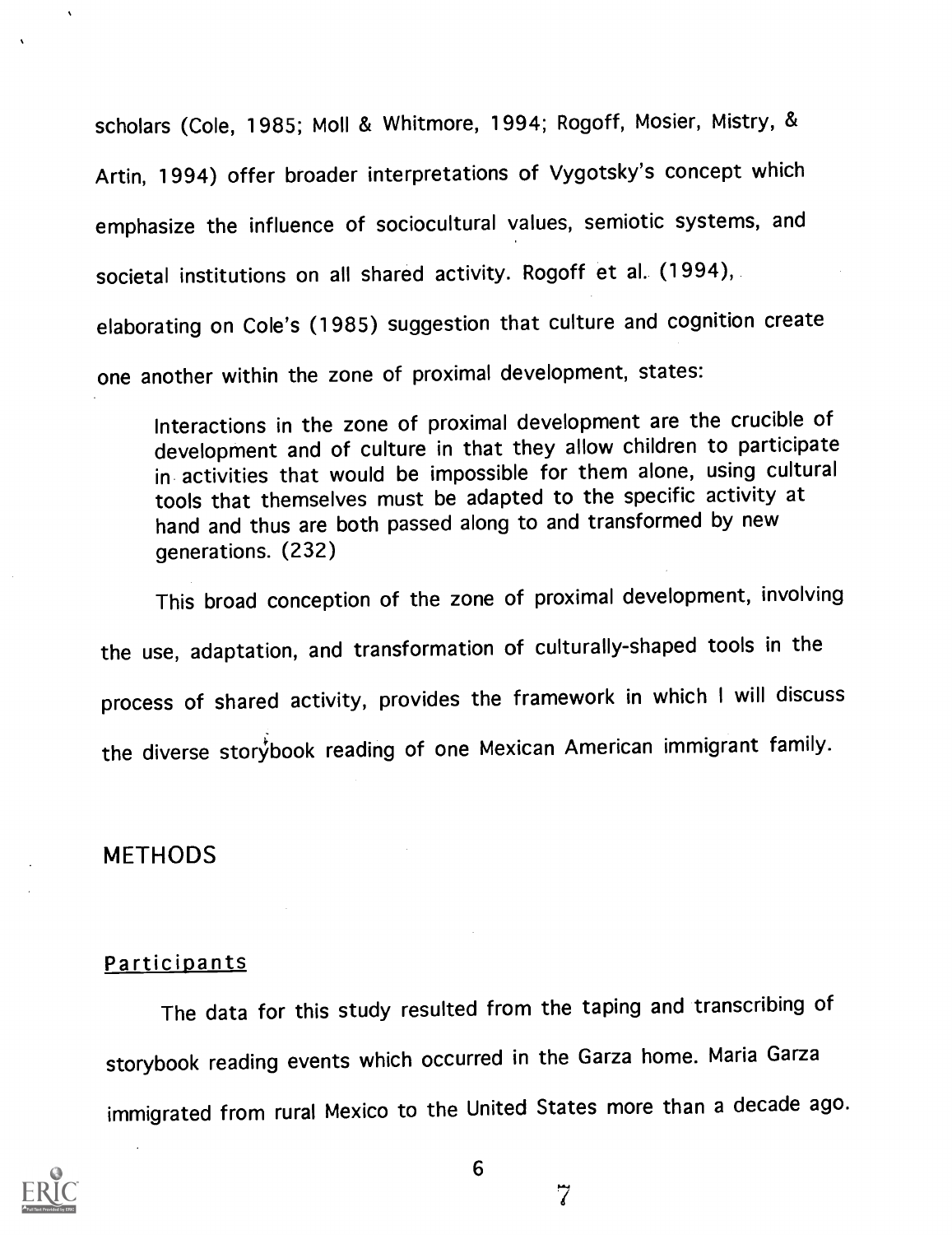scholars (Cole, 1985; Moll & Whitmore, 1994; Rogoff, Mosier, Mistry, & Artin, 1994) offer broader interpretations of Vygotsky's concept which emphasize the influence of sociocultural values, semiotic systems, and societal institutions on all shared activity. Rogoff et al. (1994), elaborating on Cole's (1985) suggestion that culture and cognition create one another within the zone of proximal development, states:

> Interactions in the zone of proximal development are the crucible of development and of culture in that they allow children to participate in activities that would be impossible for them alone, using cultural tools that themselves must be adapted to the specific activity at hand and thus are both passed along to and transformed by new generations. (232)

This broad conception of the zone of proximal development, involving the use, adaptation, and transformation of culturally-shaped tools in the process of shared activity, provides the framework in which I will discuss the diverse storybook reading of one Mexican American immigrant family.

## METHODS

### Participants

The data for this study resulted from the taping and transcribing of storybook reading events which occurred in the Garza home. Maria Garza immigrated from rural Mexico to the United States more than a decade ago.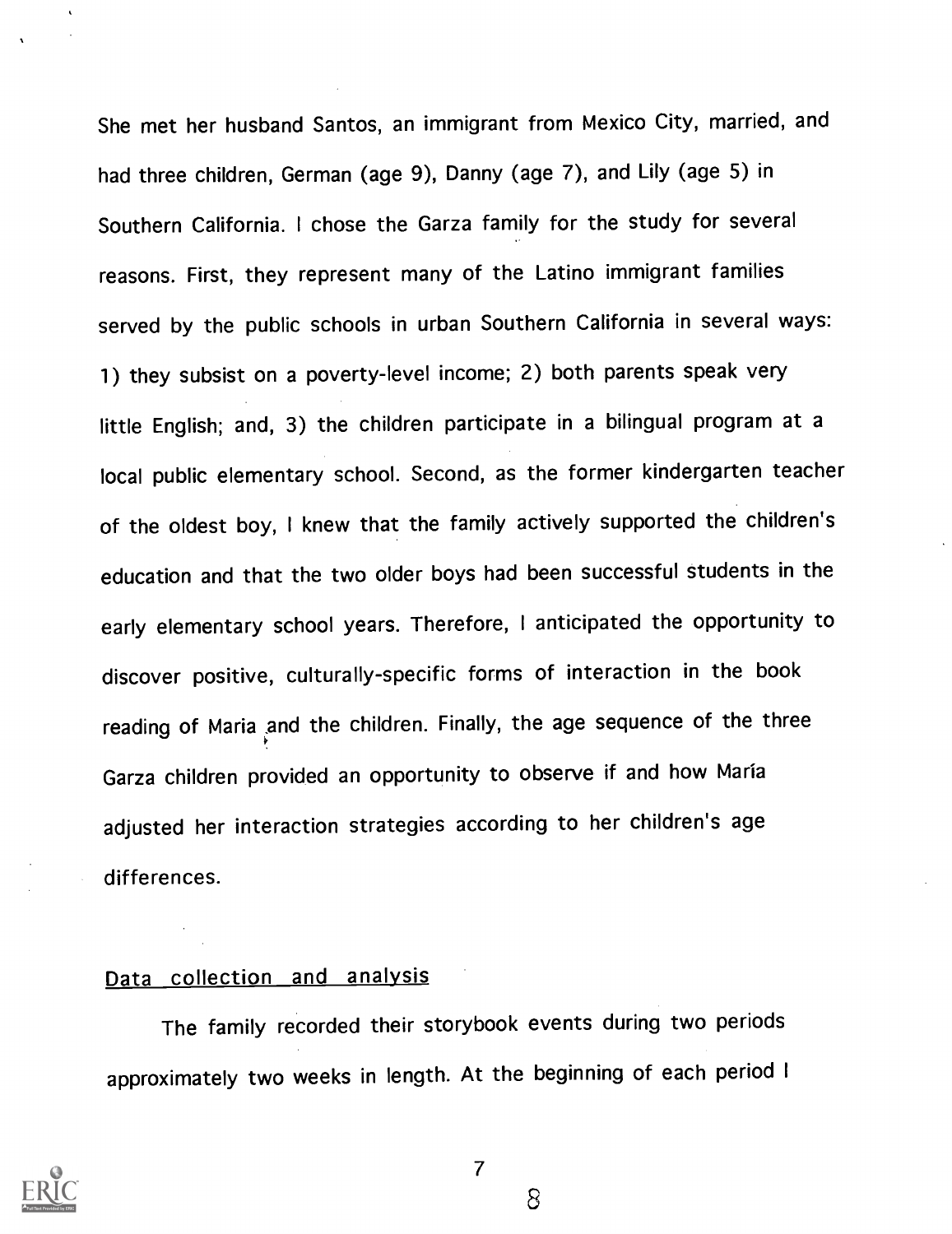She met her husband Santos, an immigrant from Mexico City, married, and had three children, German (age 9), Danny (age 7), and Lily (age 5) in Southern California. I chose the Garza family for the study for several reasons. First, they represent many of the Latino immigrant families served by the public schools in urban Southern California in several ways: 1) they subsist on a poverty-level income; 2) both parents speak very little English; and, 3) the children participate in a bilingual program at a local public elementary school. Second, as the former kindergarten teacher of the oldest boy, I knew that the family actively supported the children's education and that the two older boys had been successful students in the early elementary school years. Therefore, I anticipated the opportunity to discover positive, culturally-specific forms of interaction in the book reading of Maria and the children. Finally, the age sequence of the three Garza children provided an opportunity to observe if and how María adjusted her interaction strategies according to her children's age differences.

## Data collection and analysis

The family recorded their storybook events during two periods approximately two weeks in length. At the beginning of each period I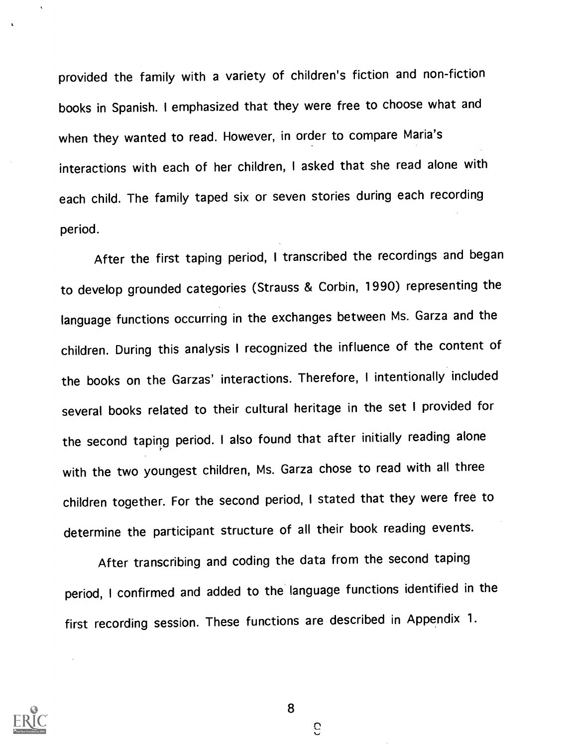provided the family with a variety of children's fiction and non-fiction books in Spanish. I emphasized that they were free to choose what and when they wanted to read. However, in order to compare Maria's interactions with each of her children, I asked that she read alone with each child. The family taped six or seven stories during each recording period.

After the first taping period, I transcribed the recordings and began to develop grounded categories (Strauss & Corbin, 1990) representing the language functions occurring in the exchanges between Ms. Garza and the children. During this analysis I recognized the influence of the content of the books on the Garzas' interactions. Therefore, I intentionally included several books related to their cultural heritage in the set I provided for the second taping period. I also found that after initially reading alone with the two youngest children, Ms. Garza chose to read with all three children together. For the second period, I stated that they were free to determine the participant structure of all their book reading events.

After transcribing and coding the data from the second taping period, I confirmed and added to the language functions identified in the first recording session. These functions are described in Appendix 1.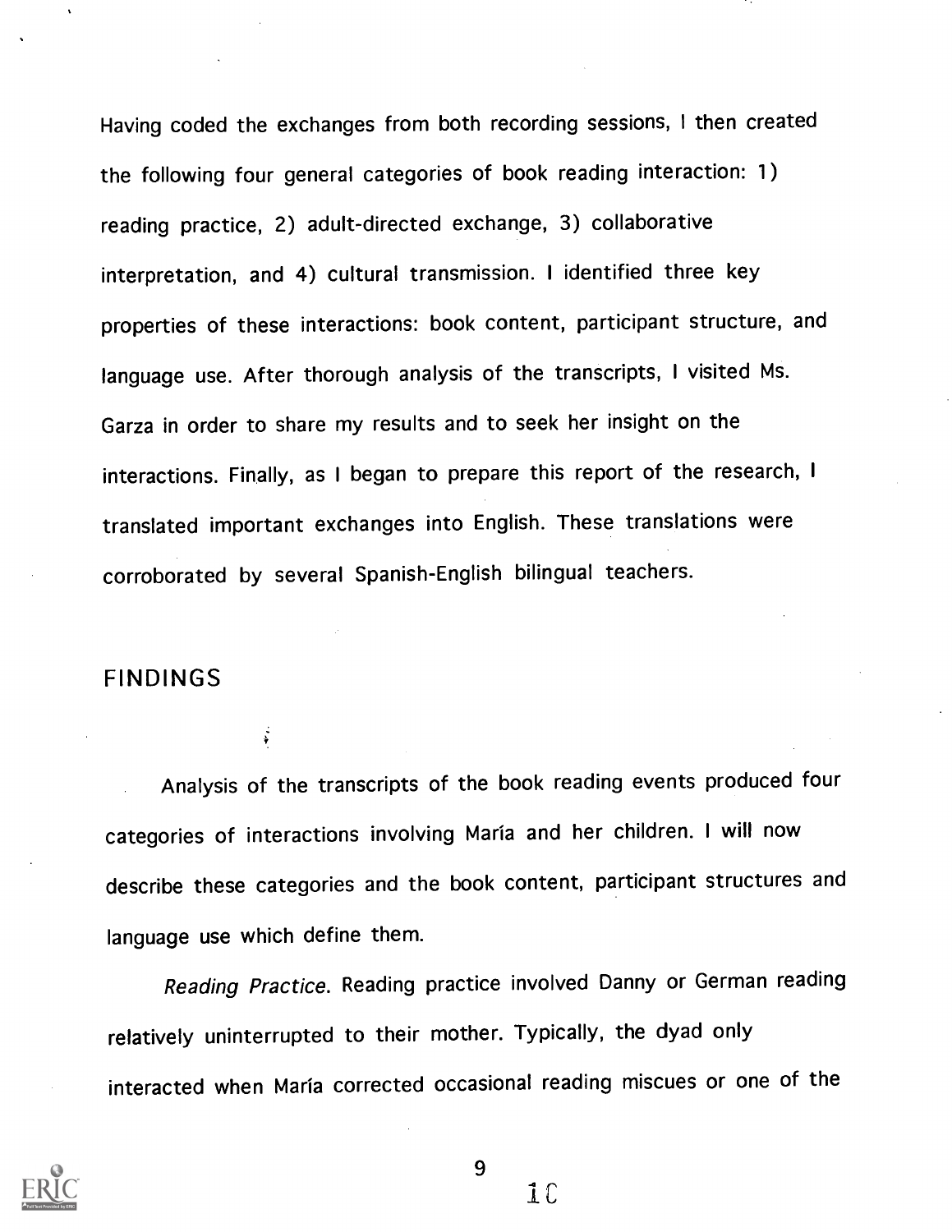Having coded the exchanges from both recording sessions, I then created the following four general categories of book reading interaction: 1) reading practice, 2) adult-directed exchange, 3) collaborative interpretation, and 4) cultural transmission. I identified three key properties of these interactions: book content, participant structure, and language use. After thorough analysis of the transcripts, I visited Ms. Garza in order to share my results and to seek her insight on the interactions. Finally, as I began to prepare this report of the research, I translated important exchanges into English. These translations were corroborated by several Spanish-English bilingual teachers.

## FINDINGS

Analysis of the transcripts of the book reading events produced four categories of interactions involving María and her children. I will now describe these categories and the book content, participant structures and language use which define them.

*Reading Practice*. Reading practice involved Danny or German reading relatively uninterrupted to their mother. Typically, the dyad only interacted when María corrected occasional reading miscues or one of the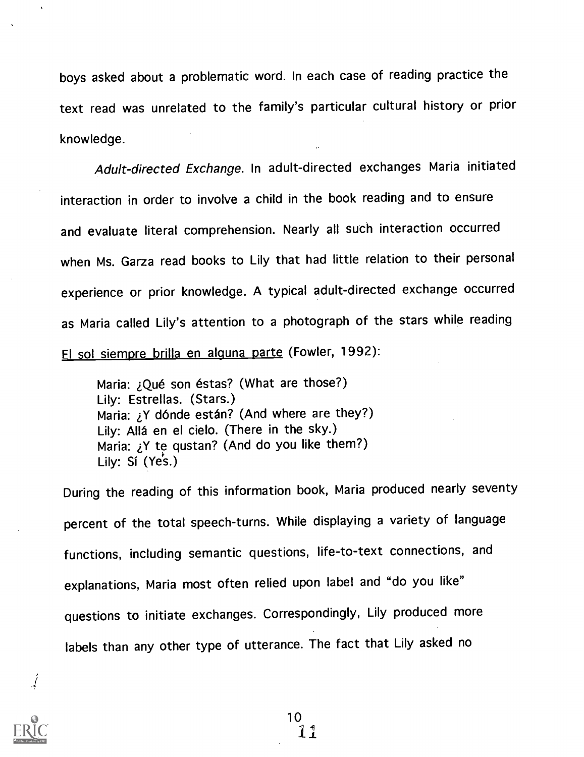boys asked about a problematic word. In each case of reading practice the text read was unrelated to the family's particular cultural history or prior knowledge.

*Adult-directed Exchange*. In adult-directed exchanges Maria initiated interaction in order to involve a child in the book reading and to ensure and evaluate literal comprehension. Nearly all such interaction occurred when Ms. Garza read books to Lily that had little relation to their personal experience or prior knowledge. A typical adult-directed exchange occurred as Maria called Lily's attention to a photograph of the stars while reading El sol siempre brilla en alguna parte (Fowler, 1992):

> Maria: ¿Qué son éstas? (What are those?)
> Lily: Estrellas. (Stars.)
> Maria: ¿Y dónde están? (And where are they?)
> Lily: Allá en el cielo. (There in the sky.)
> Maria: ¿Y te qustan? (And do you like them?)
> Lily: Sí (Yes.)

During the reading of this information book, Maria produced nearly seventy percent of the total speech-turns. While displaying a variety of language functions, including semantic questions, life-to-text connections, and explanations, Maria most often relied upon label and "do you like" questions to initiate exchanges. Correspondingly, Lily produced more labels than any other type of utterance. The fact that Lily asked no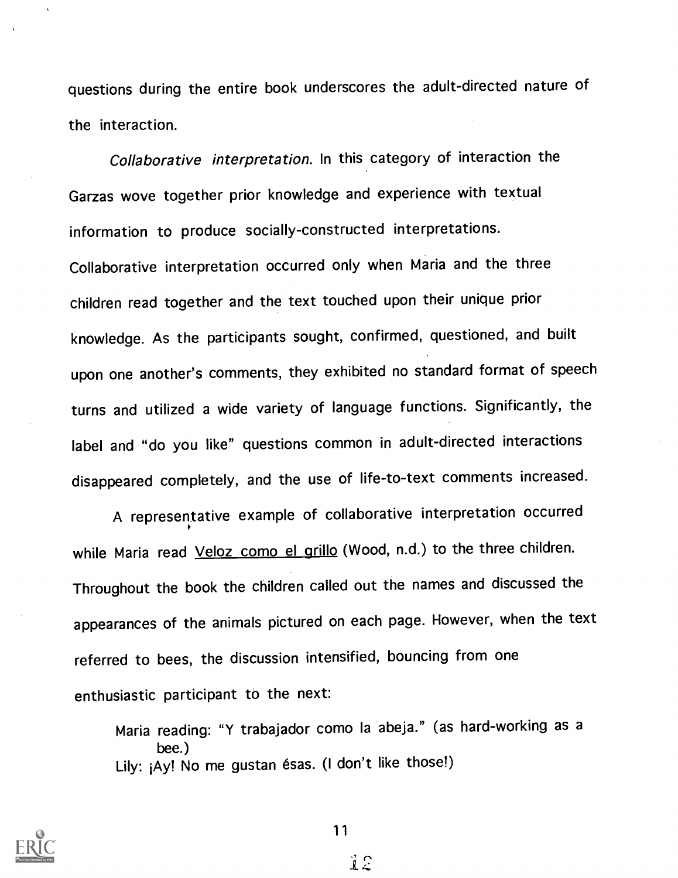questions during the entire book underscores the adult-directed nature of the interaction.

*Collaborative interpretation*. In this category of interaction the Garzas wove together prior knowledge and experience with textual information to produce socially-constructed interpretations. Collaborative interpretation occurred only when Maria and the three children read together and the text touched upon their unique prior knowledge. As the participants sought, confirmed, questioned, and built upon one another's comments, they exhibited no standard format of speech turns and utilized a wide variety of language functions. Significantly, the label and "do you like" questions common in adult-directed interactions disappeared completely, and the use of life-to-text comments increased.

A representative example of collaborative interpretation occurred while Maria read <u>Veloz como el grillo</u> (Wood, n.d.) to the three children. Throughout the book the children called out the names and discussed the appearances of the animals pictured on each page. However, when the text referred to bees, the discussion intensified, bouncing from one enthusiastic participant to the next:

> Maria reading: "Y trabajador como la abeja." (as hard-working as a bee.)
> Lily: ¡Ay! No me gustan ésas. (I don't like those!)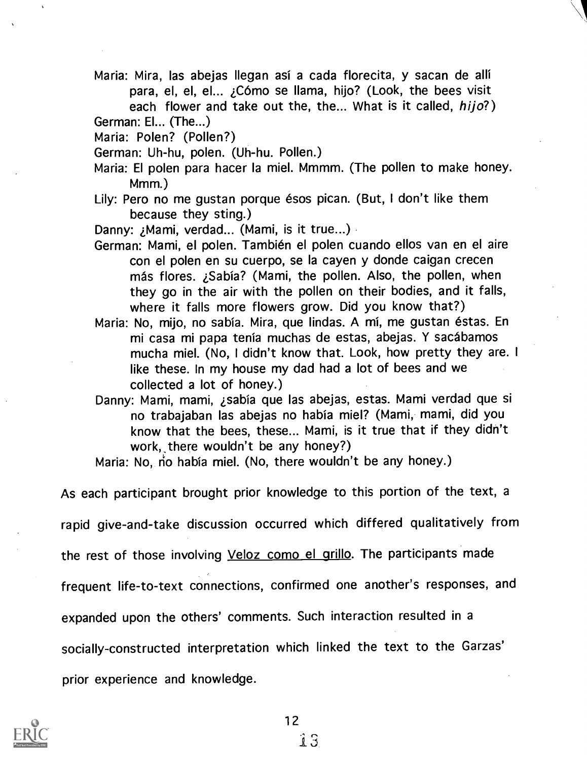Maria: Mira, las abejas llegan así a cada florecita, y sacan de allí para, el, el, el... ¿Cómo se llama, hijo? (Look, the bees visit each flower and take out the, the... What is it called, *hijo*?)

German: El... (The...)

Maria: Polen? (Pollen?)

German: Uh-hu, polen. (Uh-hu. Pollen.)

Maria: El polen para hacer la miel. Mmmm. (The pollen to make honey. Mmm.)

Lily: Pero no me gustan porque ésos pican. (But, I don't like them because they sting.)

Danny: ¿Mami, verdad... (Mami, is it true...)

German: Mami, el polen. También el polen cuando ellos van en el aire con el polen en su cuerpo, se la cayen y donde caigan crecen más flores. ¿Sabía? (Mami, the pollen. Also, the pollen, when they go in the air with the pollen on their bodies, and it falls, where it falls more flowers grow. Did you know that?)

Maria: No, mijo, no sabía. Mira, que lindas. A mí, me gustan éstas. En mi casa mi papa tenía muchas de estas, abejas. Y sacábamos mucha miel. (No, I didn't know that. Look, how pretty they are. I like these. In my house my dad had a lot of bees and we collected a lot of honey.)

Danny: Mami, mami, ¿sabía que las abejas, estas. Mami verdad que si no trabajaban las abejas no había miel? (Mami, mami, did you know that the bees, these... Mami, is it true that if they didn't work, there wouldn't be any honey?)

Maria: No, no había miel. (No, there wouldn't be any honey.)

As each participant brought prior knowledge to this portion of the text, a rapid give-and-take discussion occurred which differed qualitatively from the rest of those involving Veloz como el grillo. The participants made frequent life-to-text connections, confirmed one another's responses, and expanded upon the others' comments. Such interaction resulted in a socially-constructed interpretation which linked the text to the Garzas' prior experience and knowledge.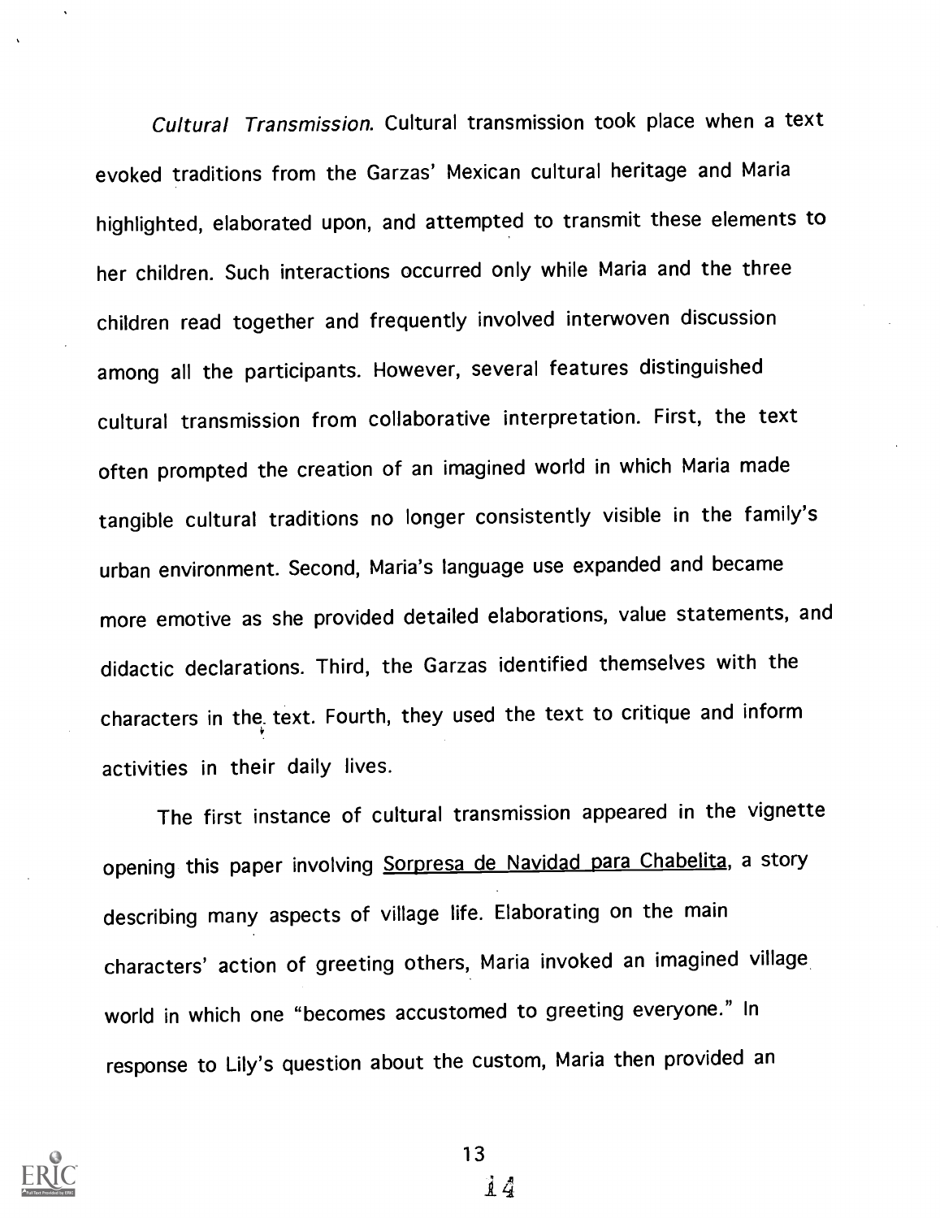*Cultural Transmission.* Cultural transmission took place when a text evoked traditions from the Garzas' Mexican cultural heritage and Maria highlighted, elaborated upon, and attempted to transmit these elements to her children. Such interactions occurred only while Maria and the three children read together and frequently involved interwoven discussion among all the participants. However, several features distinguished cultural transmission from collaborative interpretation. First, the text often prompted the creation of an imagined world in which Maria made tangible cultural traditions no longer consistently visible in the family's urban environment. Second, Maria's language use expanded and became more emotive as she provided detailed elaborations, value statements, and didactic declarations. Third, the Garzas identified themselves with the characters in the text. Fourth, they used the text to critique and inform activities in their daily lives.

The first instance of cultural transmission appeared in the vignette opening this paper involving <u>Sorpresa de Navidad para Chabelita</u>, a story describing many aspects of village life. Elaborating on the main characters' action of greeting others, Maria invoked an imagined village world in which one "becomes accustomed to greeting everyone." In response to Lily's question about the custom, Maria then provided an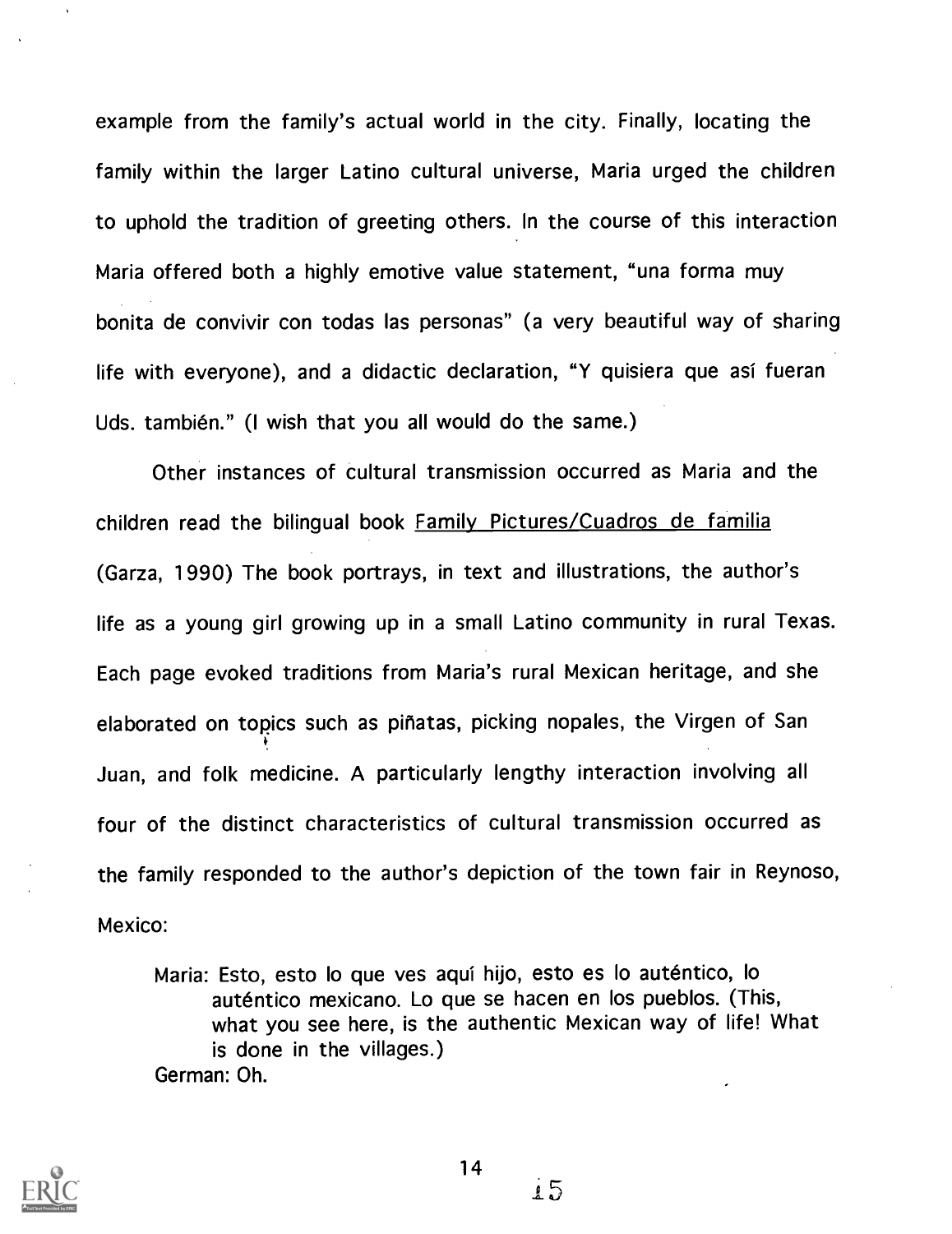example from the family's actual world in the city. Finally, locating the family within the larger Latino cultural universe, Maria urged the children to uphold the tradition of greeting others. In the course of this interaction Maria offered both a highly emotive value statement, "una forma muy bonita de convivir con todas las personas" (a very beautiful way of sharing life with everyone), and a didactic declaration, "Y quisiera que así fueran Uds. también." (I wish that you all would do the same.)

Other instances of cultural transmission occurred as Maria and the children read the bilingual book Family Pictures/Cuadros de familia (Garza, 1990) The book portrays, in text and illustrations, the author's life as a young girl growing up in a small Latino community in rural Texas. Each page evoked traditions from Maria's rural Mexican heritage, and she elaborated on topics such as piñatas, picking nopales, the Virgen of San Juan, and folk medicine. A particularly lengthy interaction involving all four of the distinct characteristics of cultural transmission occurred as the family responded to the author's depiction of the town fair in Reynoso, Mexico:

> Maria: Esto, esto lo que ves aquí hijo, esto es lo auténtico, lo auténtico mexicano. Lo que se hacen en los pueblos. (This, what you see here, is the authentic Mexican way of life! What is done in the villages.)
>
> German: Oh.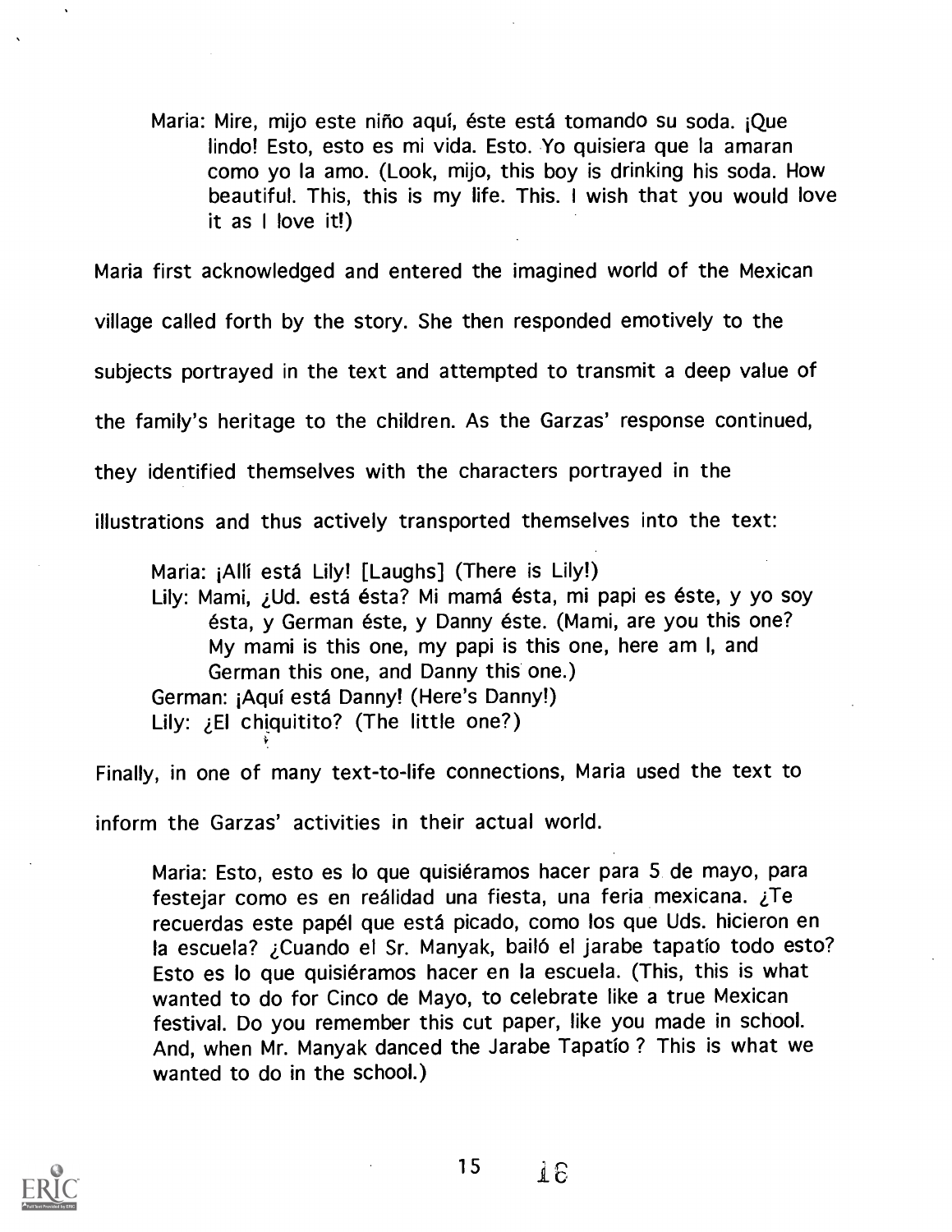> Maria: Mire, mijo este niño aquí, éste está tomando su soda. ¡Que lindo! Esto, esto es mi vida. Esto. Yo quisiera que la amaran como yo la amo. (Look, mijo, this boy is drinking his soda. How beautiful. This, this is my life. This. I wish that you would love it as I love it!)

Maria first acknowledged and entered the imagined world of the Mexican village called forth by the story. She then responded emotively to the subjects portrayed in the text and attempted to transmit a deep value of the family's heritage to the children. As the Garzas' response continued, they identified themselves with the characters portrayed in the illustrations and thus actively transported themselves into the text:

> Maria: ¡Allí está Lily! [Laughs] (There is Lily!)
> Lily: Mami, ¿Ud. está ésta? Mi mamá ésta, mi papi es éste, y yo soy ésta, y German éste, y Danny éste. (Mami, are you this one? My mami is this one, my papi is this one, here am I, and German this one, and Danny this one.)
> German: ¡Aquí está Danny! (Here's Danny!)
> Lily: ¿El chiquitito? (The little one?)

Finally, in one of many text-to-life connections, Maria used the text to inform the Garzas' activities in their actual world.

> Maria: Esto, esto es lo que quisiéramos hacer para 5 de mayo, para festejar como es en reálidad una fiesta, una feria mexicana. ¿Te recuerdas este papél que está picado, como los que Uds. hicieron en la escuela? ¿Cuando el Sr. Manyak, bailó el jarabe tapatío todo esto? Esto es lo que quisiéramos hacer en la escuela. (This, this is what wanted to do for Cinco de Mayo, to celebrate like a true Mexican festival. Do you remember this cut paper, like you made in school. And, when Mr. Manyak danced the Jarabe Tapatío ? This is what we wanted to do in the school.)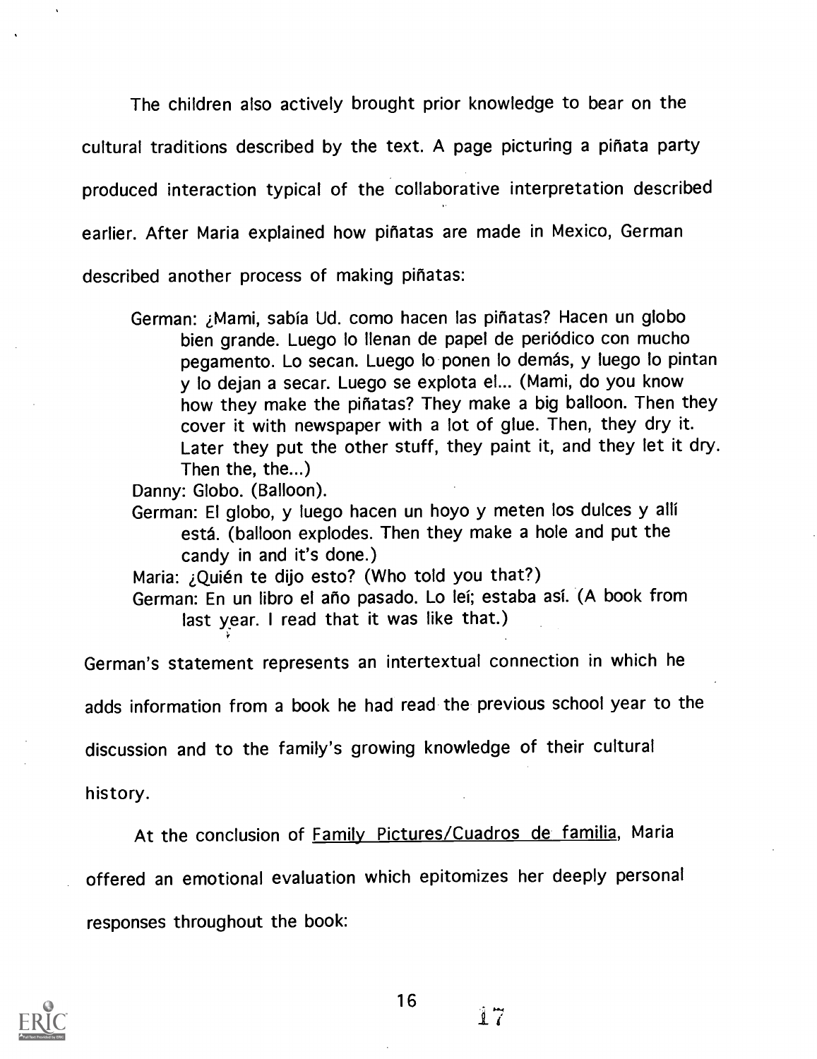The children also actively brought prior knowledge to bear on the cultural traditions described by the text. A page picturing a piñata party produced interaction typical of the collaborative interpretation described earlier. After Maria explained how piñatas are made in Mexico, German described another process of making piñatas:

> German: ¿Mami, sabía Ud. como hacen las piñatas? Hacen un globo bien grande. Luego lo llenan de papel de periódico con mucho pegamento. Lo secan. Luego lo ponen lo demás, y luego lo pintan y lo dejan a secar. Luego se explota el... (Mami, do you know how they make the piñatas? They make a big balloon. Then they cover it with newspaper with a lot of glue. Then, they dry it. Later they put the other stuff, they paint it, and they let it dry. Then the, the...)
>
> Danny: Globo. (Balloon).
>
> German: El globo, y luego hacen un hoyo y meten los dulces y allí está. (balloon explodes. Then they make a hole and put the candy in and it's done.)
>
> Maria: ¿Quién te dijo esto? (Who told you that?)
>
> German: En un libro el año pasado. Lo leí; estaba así. (A book from last year. I read that it was like that.)

German's statement represents an intertextual connection in which he adds information from a book he had read the previous school year to the discussion and to the family's growing knowledge of their cultural history.

At the conclusion of Family Pictures/Cuadros de familia, Maria offered an emotional evaluation which epitomizes her deeply personal responses throughout the book: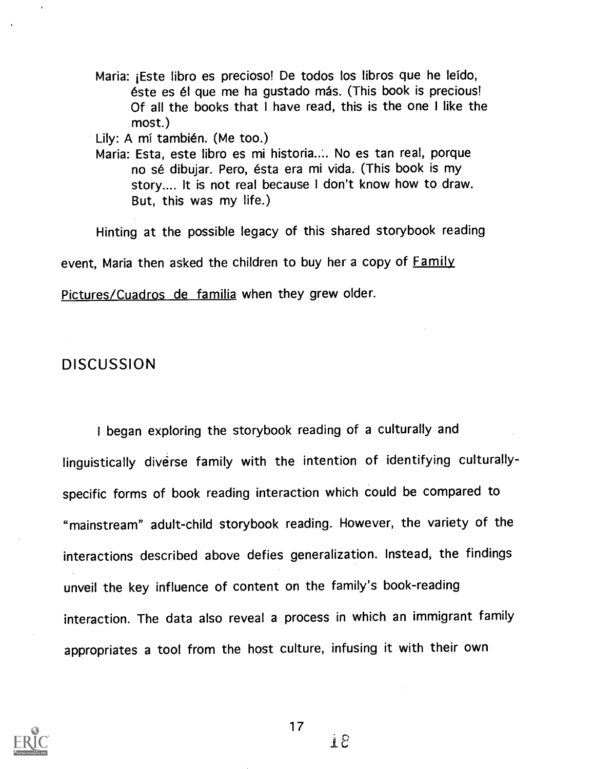Maria: ¡Este libro es precioso! De todos los libros que he leído, éste es él que me ha gustado más. (This book is precious! Of all the books that I have read, this is the one I like the most.)

Lily: A mí también. (Me too.)

Maria: Esta, este libro es mi historia.... No es tan real, porque no sé dibujar. Pero, ésta era mi vida. (This book is my story.... It is not real because I don't know how to draw. But, this was my life.)

Hinting at the possible legacy of this shared storybook reading event, Maria then asked the children to buy her a copy of Family Pictures/Cuadros de familia when they grew older.

## DISCUSSION

I began exploring the storybook reading of a culturally and linguistically diverse family with the intention of identifying culturally-specific forms of book reading interaction which could be compared to "mainstream" adult-child storybook reading. However, the variety of the interactions described above defies generalization. Instead, the findings unveil the key influence of content on the family's book-reading interaction. The data also reveal a process in which an immigrant family appropriates a tool from the host culture, infusing it with their own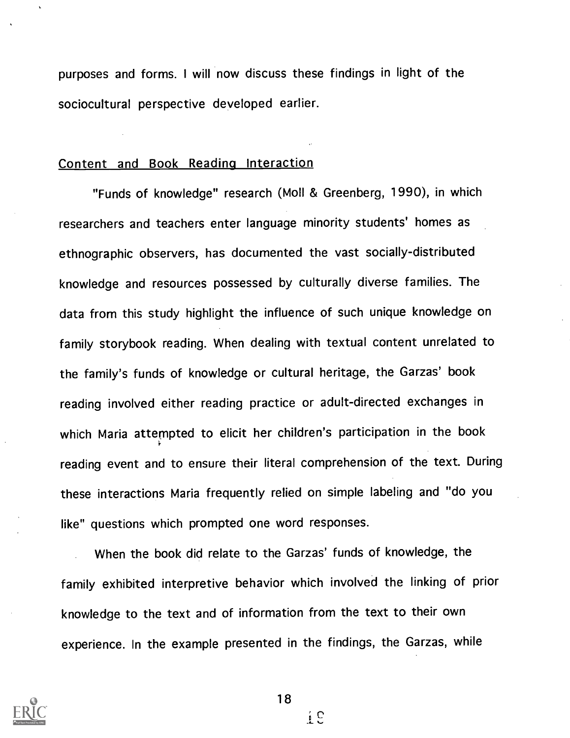purposes and forms. I will now discuss these findings in light of the sociocultural perspective developed earlier.

## Content and Book Reading Interaction

"Funds of knowledge" research (Moll & Greenberg, 1990), in which researchers and teachers enter language minority students' homes as ethnographic observers, has documented the vast socially-distributed knowledge and resources possessed by culturally diverse families. The data from this study highlight the influence of such unique knowledge on family storybook reading. When dealing with textual content unrelated to the family's funds of knowledge or cultural heritage, the Garzas' book reading involved either reading practice or adult-directed exchanges in which Maria attempted to elicit her children's participation in the book reading event and to ensure their literal comprehension of the text. During these interactions Maria frequently relied on simple labeling and "do you like" questions which prompted one word responses.

When the book did relate to the Garzas' funds of knowledge, the family exhibited interpretive behavior which involved the linking of prior knowledge to the text and of information from the text to their own experience. In the example presented in the findings, the Garzas, while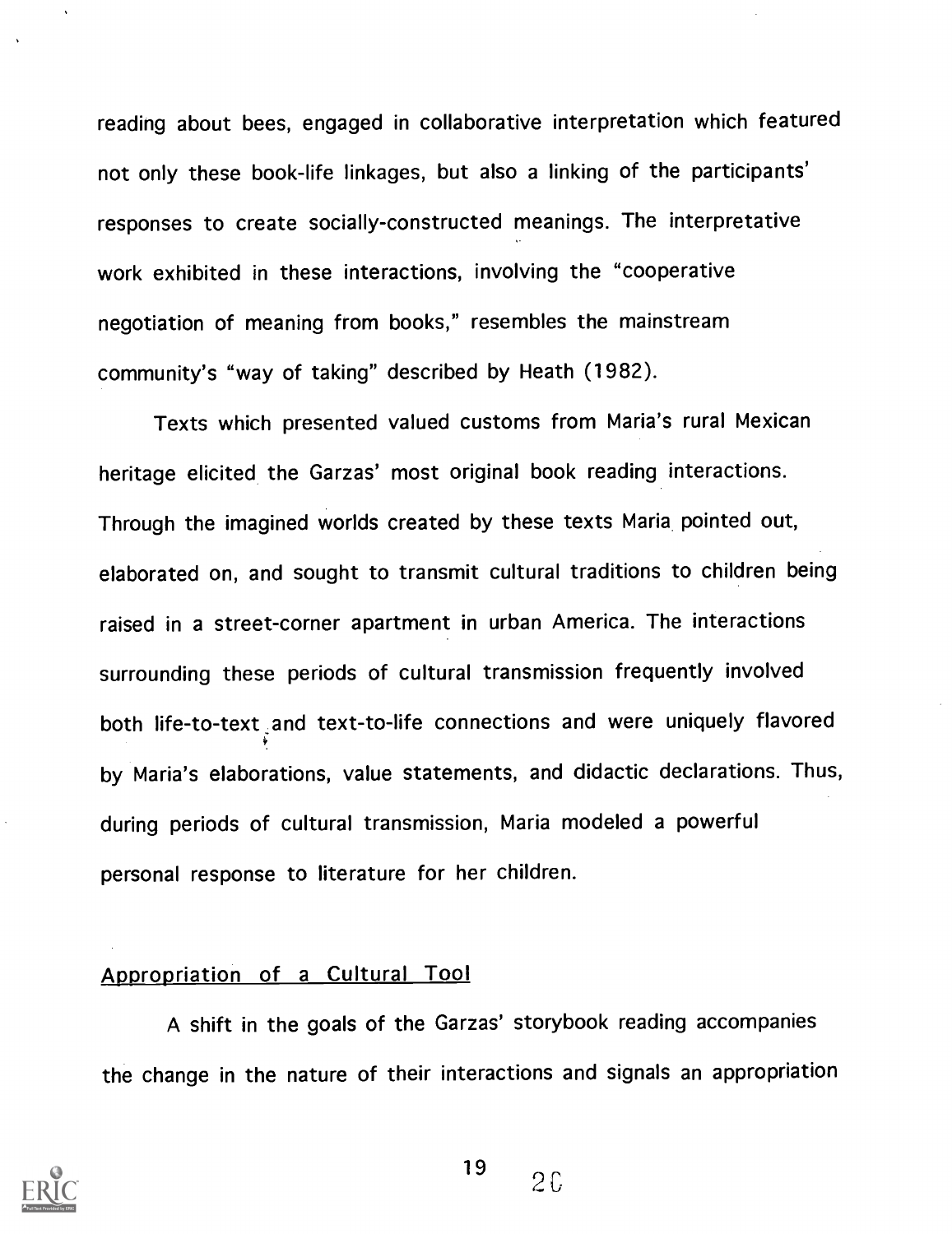reading about bees, engaged in collaborative interpretation which featured not only these book-life linkages, but also a linking of the participants' responses to create socially-constructed meanings. The interpretative work exhibited in these interactions, involving the "cooperative negotiation of meaning from books," resembles the mainstream community's "way of taking" described by Heath (1982).

Texts which presented valued customs from Maria's rural Mexican heritage elicited the Garzas' most original book reading interactions. Through the imagined worlds created by these texts Maria pointed out, elaborated on, and sought to transmit cultural traditions to children being raised in a street-corner apartment in urban America. The interactions surrounding these periods of cultural transmission frequently involved both life-to-text and text-to-life connections and were uniquely flavored by Maria's elaborations, value statements, and didactic declarations. Thus, during periods of cultural transmission, Maria modeled a powerful personal response to literature for her children.

## Appropriation of a Cultural Tool

A shift in the goals of the Garzas' storybook reading accompanies the change in the nature of their interactions and signals an appropriation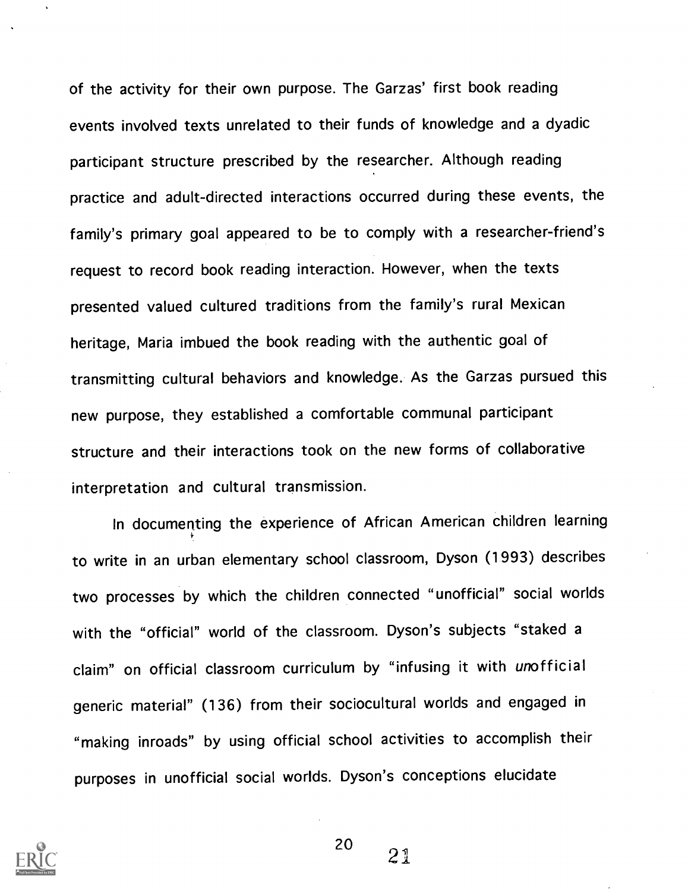of the activity for their own purpose. The Garzas' first book reading events involved texts unrelated to their funds of knowledge and a dyadic participant structure prescribed by the researcher. Although reading practice and adult-directed interactions occurred during these events, the family's primary goal appeared to be to comply with a researcher-friend's request to record book reading interaction. However, when the texts presented valued cultured traditions from the family's rural Mexican heritage, Maria imbued the book reading with the authentic goal of transmitting cultural behaviors and knowledge. As the Garzas pursued this new purpose, they established a comfortable communal participant structure and their interactions took on the new forms of collaborative interpretation and cultural transmission.

In documenting the experience of African American children learning to write in an urban elementary school classroom, Dyson (1993) describes two processes by which the children connected "unofficial" social worlds with the "official" world of the classroom. Dyson's subjects "staked a claim" on official classroom curriculum by "infusing it with *un*official generic material" (136) from their sociocultural worlds and engaged in "making inroads" by using official school activities to accomplish their purposes in unofficial social worlds. Dyson's conceptions elucidate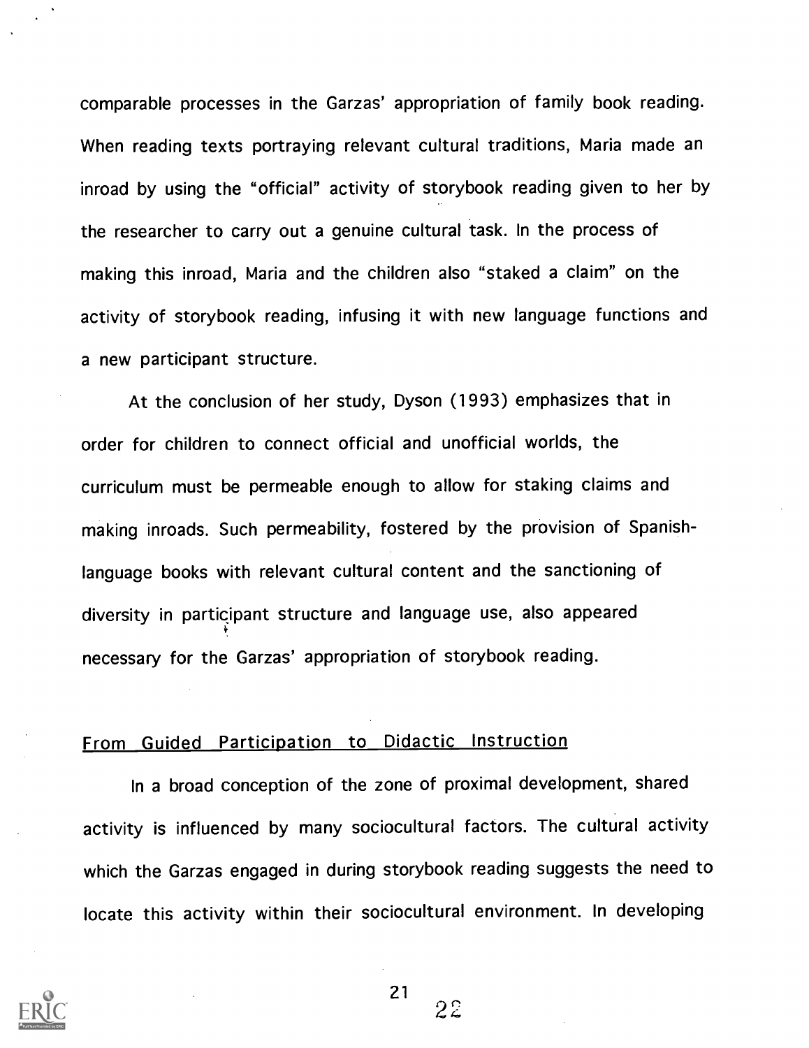comparable processes in the Garzas' appropriation of family book reading. When reading texts portraying relevant cultural traditions, Maria made an inroad by using the "official" activity of storybook reading given to her by the researcher to carry out a genuine cultural task. In the process of making this inroad, Maria and the children also "staked a claim" on the activity of storybook reading, infusing it with new language functions and a new participant structure.

At the conclusion of her study, Dyson (1993) emphasizes that in order for children to connect official and unofficial worlds, the curriculum must be permeable enough to allow for staking claims and making inroads. Such permeability, fostered by the provision of Spanish-language books with relevant cultural content and the sanctioning of diversity in participant structure and language use, also appeared necessary for the Garzas' appropriation of storybook reading.

## From Guided Participation to Didactic Instruction

In a broad conception of the zone of proximal development, shared activity is influenced by many sociocultural factors. The cultural activity which the Garzas engaged in during storybook reading suggests the need to locate this activity within their sociocultural environment. In developing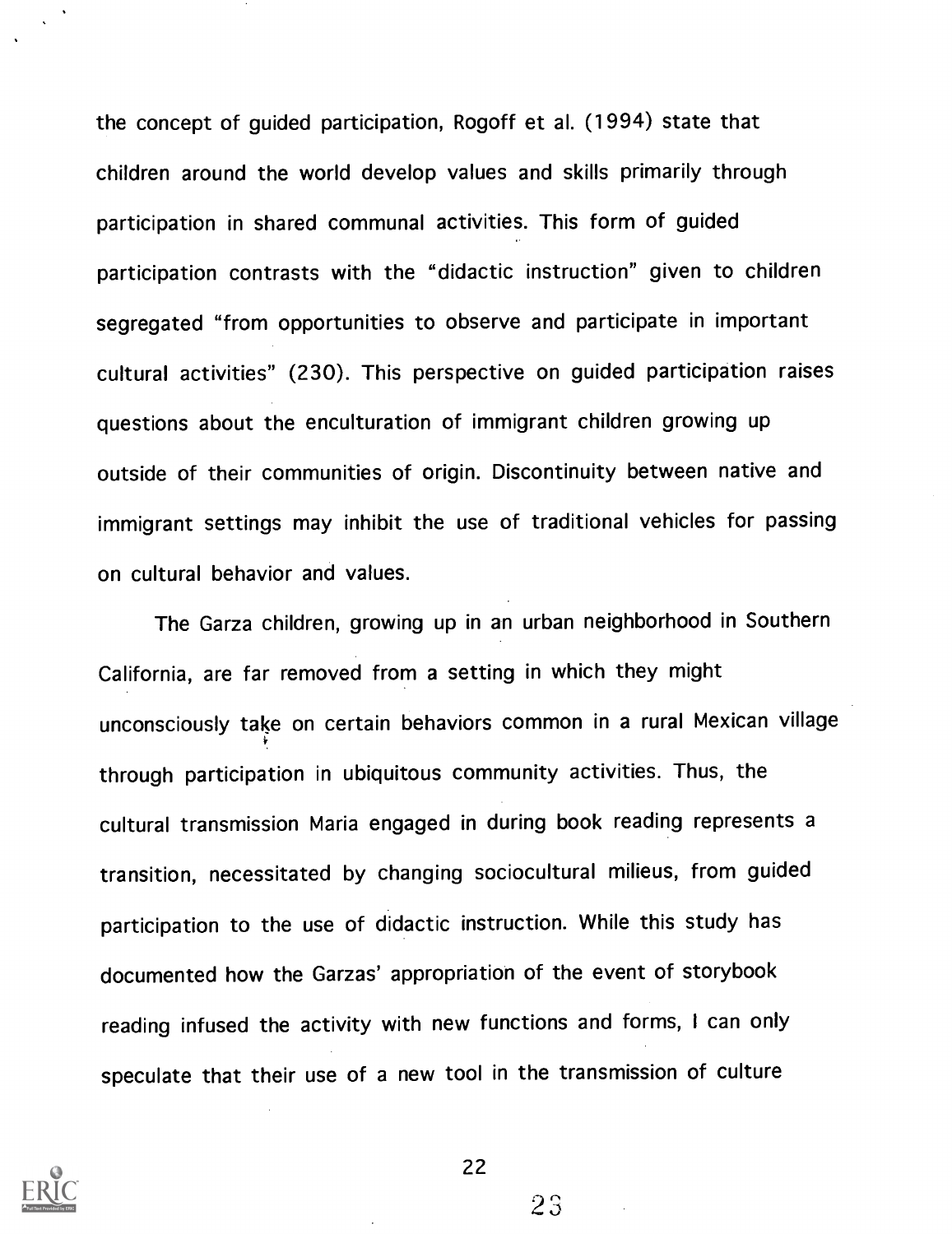the concept of guided participation, Rogoff et al. (1994) state that children around the world develop values and skills primarily through participation in shared communal activities. This form of guided participation contrasts with the "didactic instruction" given to children segregated "from opportunities to observe and participate in important cultural activities" (230). This perspective on guided participation raises questions about the enculturation of immigrant children growing up outside of their communities of origin. Discontinuity between native and immigrant settings may inhibit the use of traditional vehicles for passing on cultural behavior and values.

The Garza children, growing up in an urban neighborhood in Southern California, are far removed from a setting in which they might unconsciously take on certain behaviors common in a rural Mexican village through participation in ubiquitous community activities. Thus, the cultural transmission Maria engaged in during book reading represents a transition, necessitated by changing sociocultural milieus, from guided participation to the use of didactic instruction. While this study has documented how the Garzas' appropriation of the event of storybook reading infused the activity with new functions and forms, I can only speculate that their use of a new tool in the transmission of culture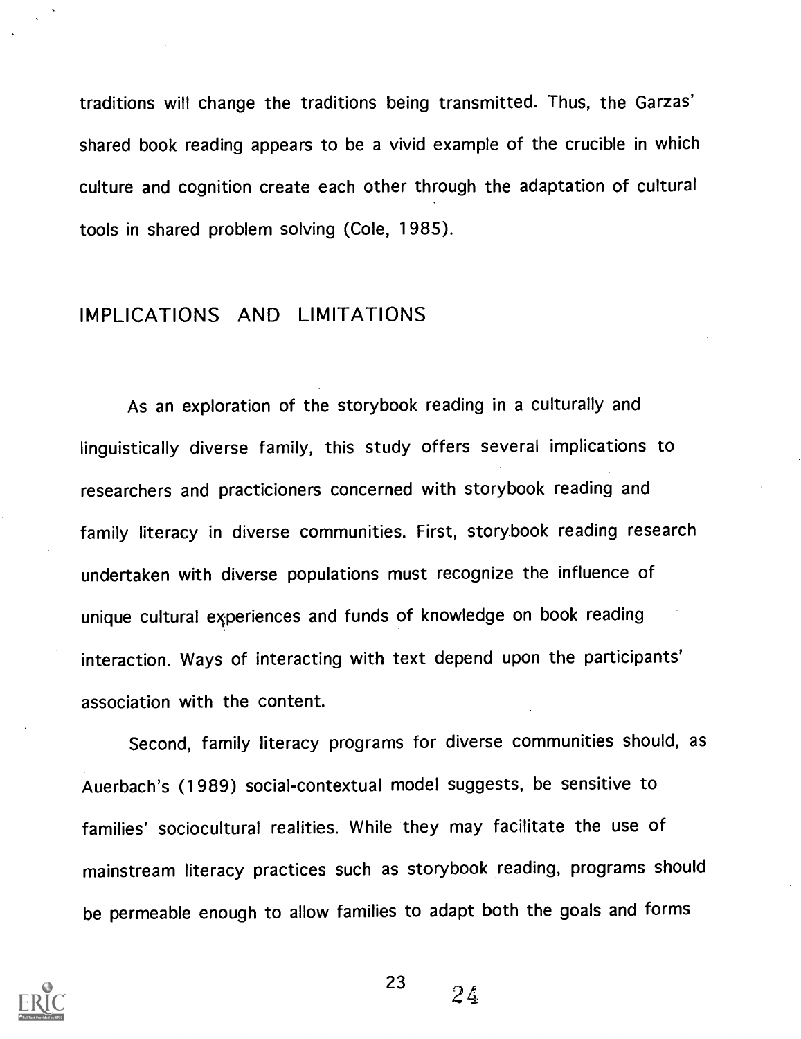traditions will change the traditions being transmitted. Thus, the Garzas' shared book reading appears to be a vivid example of the crucible in which culture and cognition create each other through the adaptation of cultural tools in shared problem solving (Cole, 1985).

## IMPLICATIONS AND LIMITATIONS

As an exploration of the storybook reading in a culturally and linguistically diverse family, this study offers several implications to researchers and practicioners concerned with storybook reading and family literacy in diverse communities. First, storybook reading research undertaken with diverse populations must recognize the influence of unique cultural experiences and funds of knowledge on book reading interaction. Ways of interacting with text depend upon the participants' association with the content.

Second, family literacy programs for diverse communities should, as Auerbach's (1989) social-contextual model suggests, be sensitive to families' sociocultural realities. While they may facilitate the use of mainstream literacy practices such as storybook reading, programs should be permeable enough to allow families to adapt both the goals and forms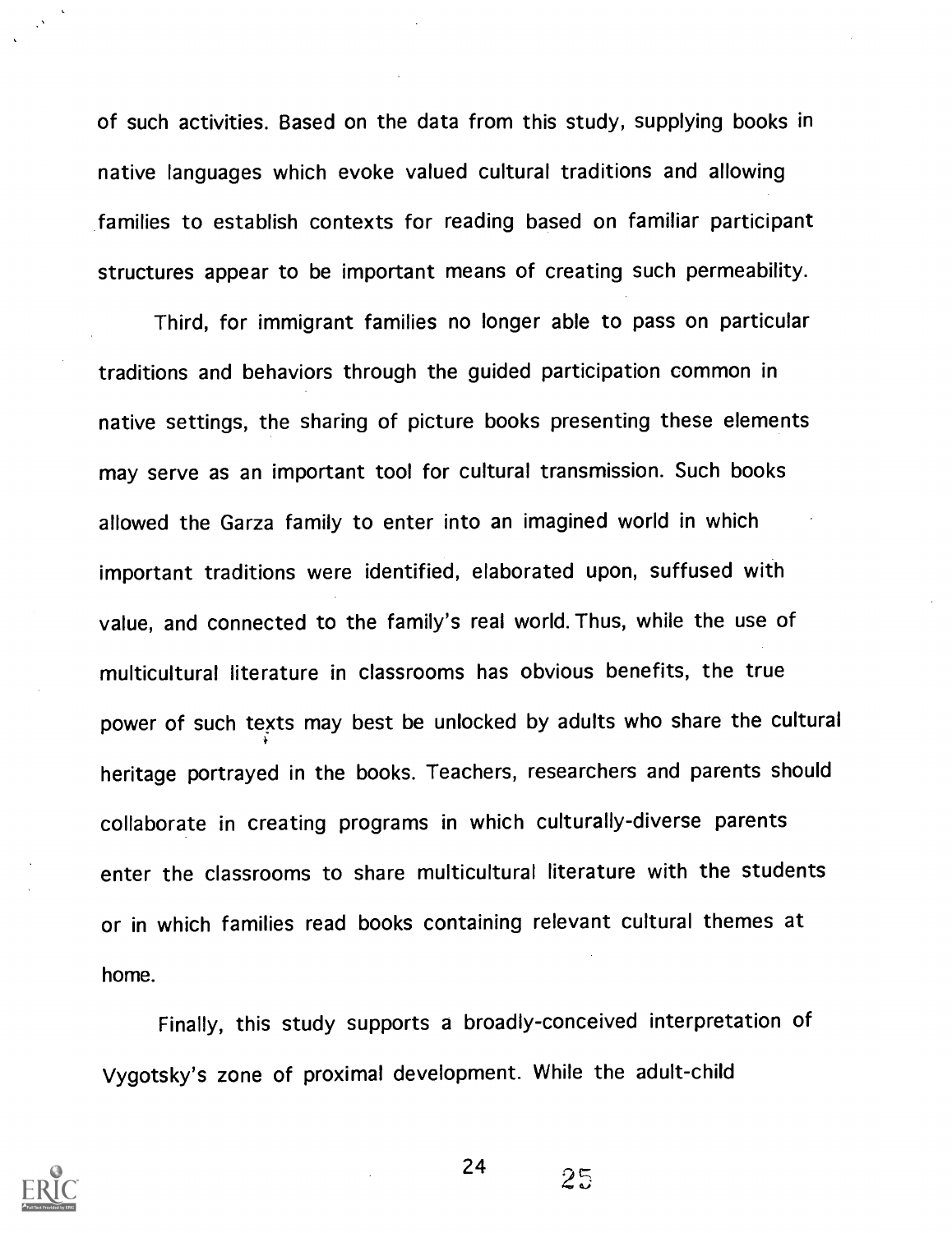of such activities. Based on the data from this study, supplying books in native languages which evoke valued cultural traditions and allowing families to establish contexts for reading based on familiar participant structures appear to be important means of creating such permeability.

Third, for immigrant families no longer able to pass on particular traditions and behaviors through the guided participation common in native settings, the sharing of picture books presenting these elements may serve as an important tool for cultural transmission. Such books allowed the Garza family to enter into an imagined world in which important traditions were identified, elaborated upon, suffused with value, and connected to the family's real world. Thus, while the use of multicultural literature in classrooms has obvious benefits, the true power of such texts may best be unlocked by adults who share the cultural heritage portrayed in the books. Teachers, researchers and parents should collaborate in creating programs in which culturally-diverse parents enter the classrooms to share multicultural literature with the students or in which families read books containing relevant cultural themes at home.

Finally, this study supports a broadly-conceived interpretation of Vygotsky's zone of proximal development. While the adult-child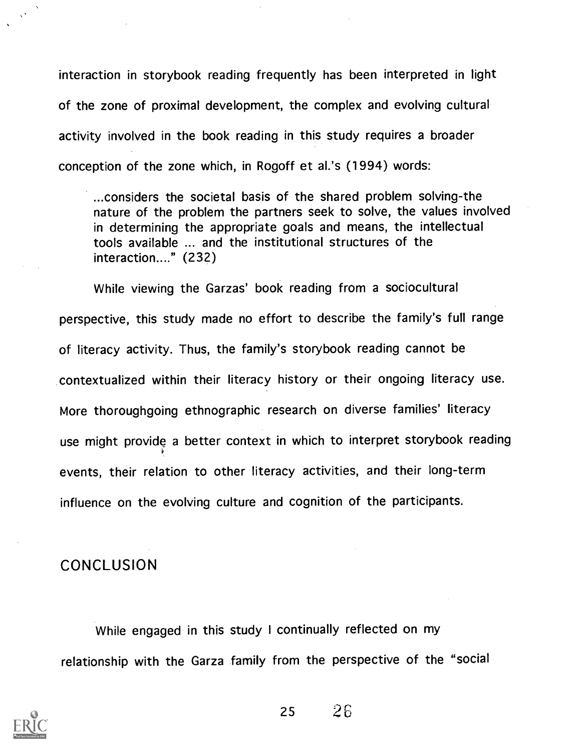interaction in storybook reading frequently has been interpreted in light of the zone of proximal development, the complex and evolving cultural activity involved in the book reading in this study requires a broader conception of the zone which, in Rogoff et al.'s (1994) words:

> ...considers the societal basis of the shared problem solving-the nature of the problem the partners seek to solve, the values involved in determining the appropriate goals and means, the intellectual tools available ... and the institutional structures of the interaction...." (232)

While viewing the Garzas' book reading from a sociocultural perspective, this study made no effort to describe the family's full range of literacy activity. Thus, the family's storybook reading cannot be contextualized within their literacy history or their ongoing literacy use. More thoroughgoing ethnographic research on diverse families' literacy use might provide a better context in which to interpret storybook reading events, their relation to other literacy activities, and their long-term influence on the evolving culture and cognition of the participants.

## CONCLUSION

While engaged in this study I continually reflected on my relationship with the Garza family from the perspective of the "social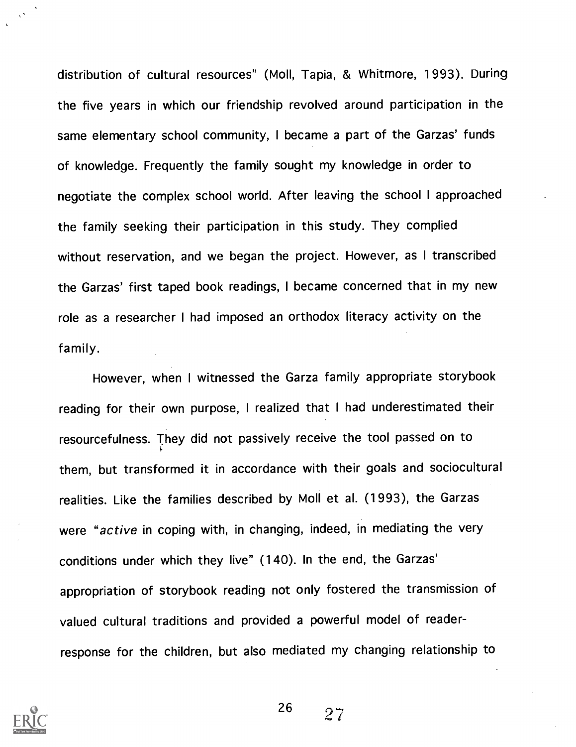distribution of cultural resources" (Moll, Tapia, & Whitmore, 1993). During the five years in which our friendship revolved around participation in the same elementary school community, I became a part of the Garzas' funds of knowledge. Frequently the family sought my knowledge in order to negotiate the complex school world. After leaving the school I approached the family seeking their participation in this study. They complied without reservation, and we began the project. However, as I transcribed the Garzas' first taped book readings, I became concerned that in my new role as a researcher I had imposed an orthodox literacy activity on the family.

However, when I witnessed the Garza family appropriate storybook reading for their own purpose, I realized that I had underestimated their resourcefulness. They did not passively receive the tool passed on to them, but transformed it in accordance with their goals and sociocultural realities. Like the families described by Moll et al. (1993), the Garzas were "*active* in coping with, in changing, indeed, in mediating the very conditions under which they live" (140). In the end, the Garzas' appropriation of storybook reading not only fostered the transmission of valued cultural traditions and provided a powerful model of reader-response for the children, but also mediated my changing relationship to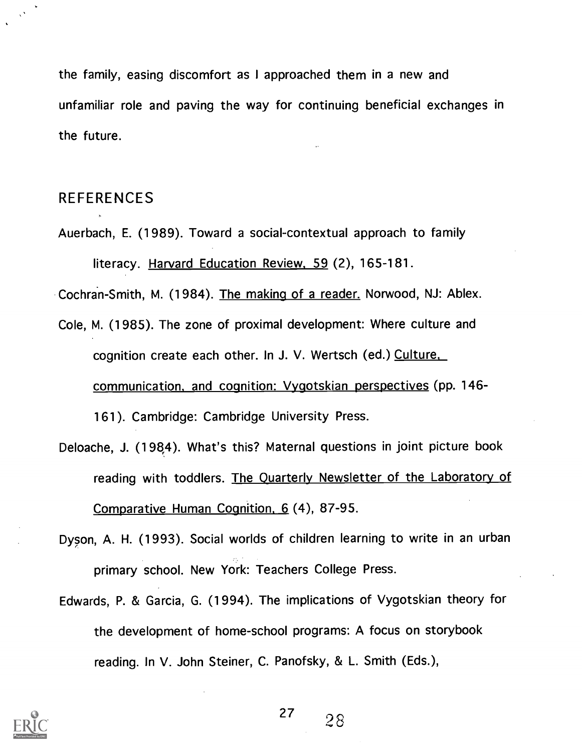the family, easing discomfort as I approached them in a new and unfamiliar role and paving the way for continuing beneficial exchanges in the future.

## REFERENCES

Auerbach, E. (1989). Toward a social-contextual approach to family literacy. Harvard Education Review, 59 (2), 165-181.

Cochran-Smith, M. (1984). The making of a reader. Norwood, NJ: Ablex.

Cole, M. (1985). The zone of proximal development: Where culture and cognition create each other. In J. V. Wertsch (ed.) Culture, communication, and cognition: Vygotskian perspectives (pp. 146-161). Cambridge: Cambridge University Press.

Deloache, J. (1984). What's this? Maternal questions in joint picture book reading with toddlers. The Quarterly Newsletter of the Laboratory of Comparative Human Cognition, 6 (4), 87-95.

Dyson, A. H. (1993). Social worlds of children learning to write in an urban primary school. New York: Teachers College Press.

Edwards, P. & Garcia, G. (1994). The implications of Vygotskian theory for the development of home-school programs: A focus on storybook reading. In V. John Steiner, C. Panofsky, & L. Smith (Eds.),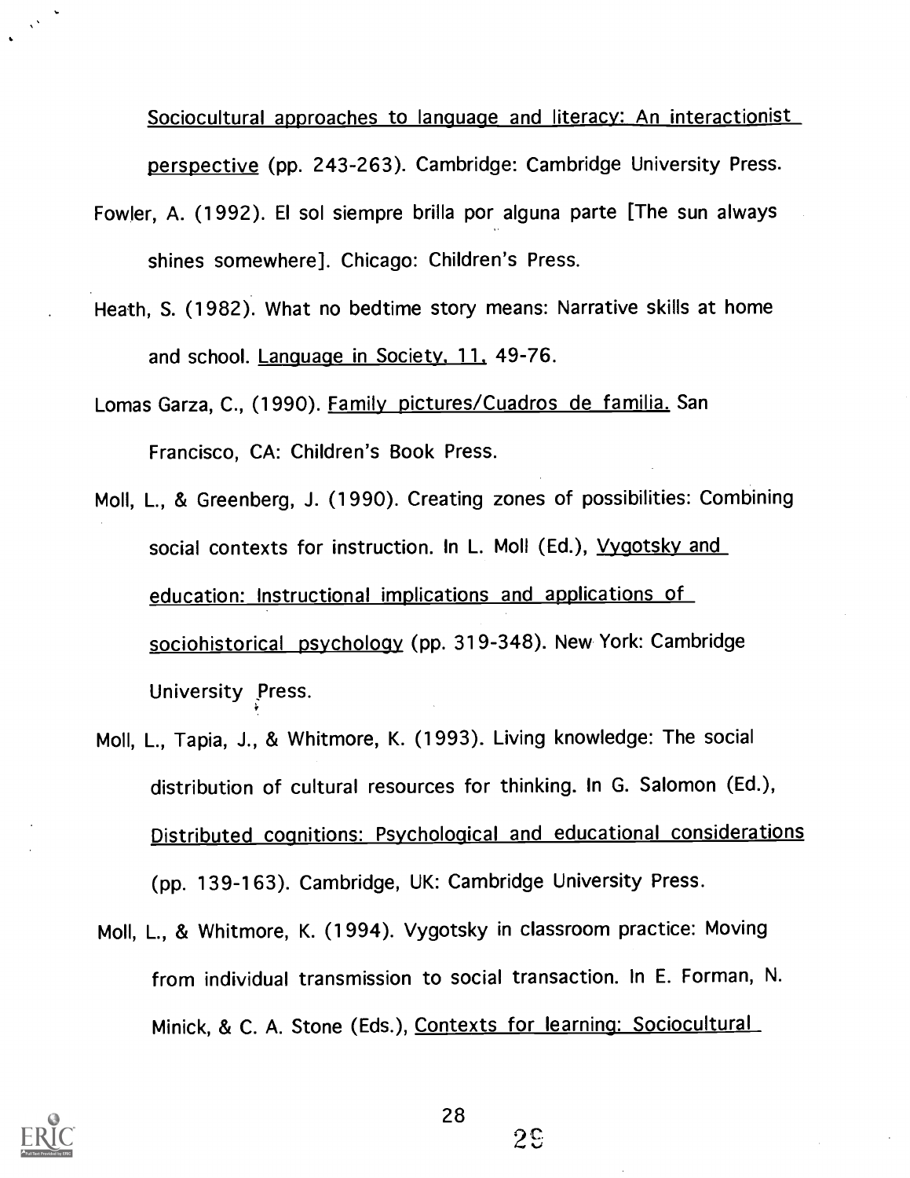Sociocultural approaches to language and literacy: An interactionist perspective (pp. 243-263). Cambridge: Cambridge University Press.

Fowler, A. (1992). El sol siempre brilla por alguna parte [The sun always shines somewhere]. Chicago: Children's Press.

Heath, S. (1982). What no bedtime story means: Narrative skills at home and school. Language in Society, 11, 49-76.

Lomas Garza, C., (1990). Family pictures/Cuadros de familia. San Francisco, CA: Children's Book Press.

Moll, L., & Greenberg, J. (1990). Creating zones of possibilities: Combining social contexts for instruction. In L. Moll (Ed.), Vygotsky and education: Instructional implications and applications of sociohistorical psychology (pp. 319-348). New York: Cambridge University Press.

Moll, L., Tapia, J., & Whitmore, K. (1993). Living knowledge: The social distribution of cultural resources for thinking. In G. Salomon (Ed.), Distributed cognitions: Psychological and educational considerations (pp. 139-163). Cambridge, UK: Cambridge University Press.

Moll, L., & Whitmore, K. (1994). Vygotsky in classroom practice: Moving from individual transmission to social transaction. In E. Forman, N. Minick, & C. A. Stone (Eds.), Contexts for learning: Sociocultural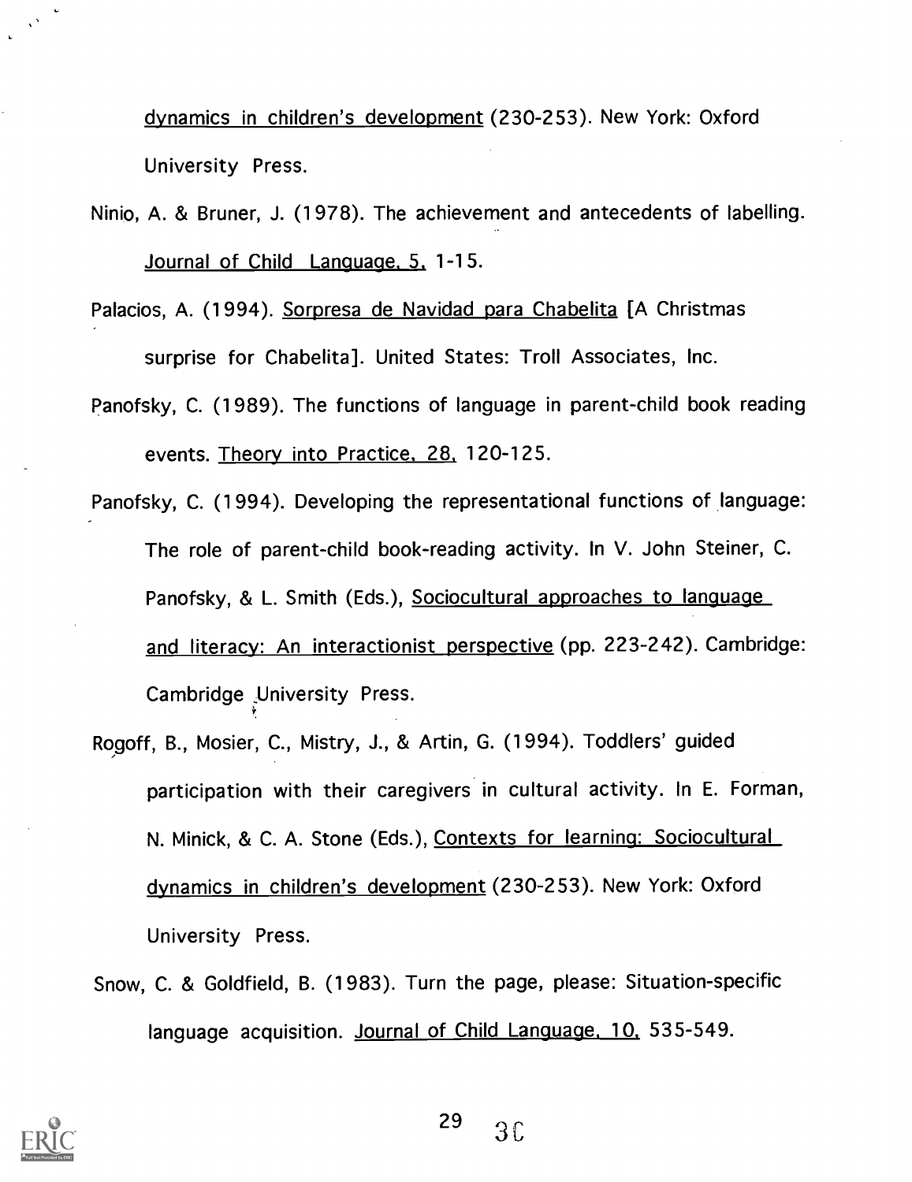dynamics in children's development (230-253). New York: Oxford University Press.

Ninio, A. & Bruner, J. (1978). The achievement and antecedents of labelling. Journal of Child Language, 5, 1-15.

Palacios, A. (1994). Sorpresa de Navidad para Chabelita [A Christmas surprise for Chabelita]. United States: Troll Associates, Inc.

Panofsky, C. (1989). The functions of language in parent-child book reading events. Theory into Practice, 28, 120-125.

Panofsky, C. (1994). Developing the representational functions of language: The role of parent-child book-reading activity. In V. John Steiner, C. Panofsky, & L. Smith (Eds.), Sociocultural approaches to language and literacy: An interactionist perspective (pp. 223-242). Cambridge: Cambridge University Press.

Rogoff, B., Mosier, C., Mistry, J., & Artin, G. (1994). Toddlers' guided participation with their caregivers in cultural activity. In E. Forman, N. Minick, & C. A. Stone (Eds.), Contexts for learning: Sociocultural dynamics in children's development (230-253). New York: Oxford University Press.

Snow, C. & Goldfield, B. (1983). Turn the page, please: Situation-specific language acquisition. Journal of Child Language, 10, 535-549.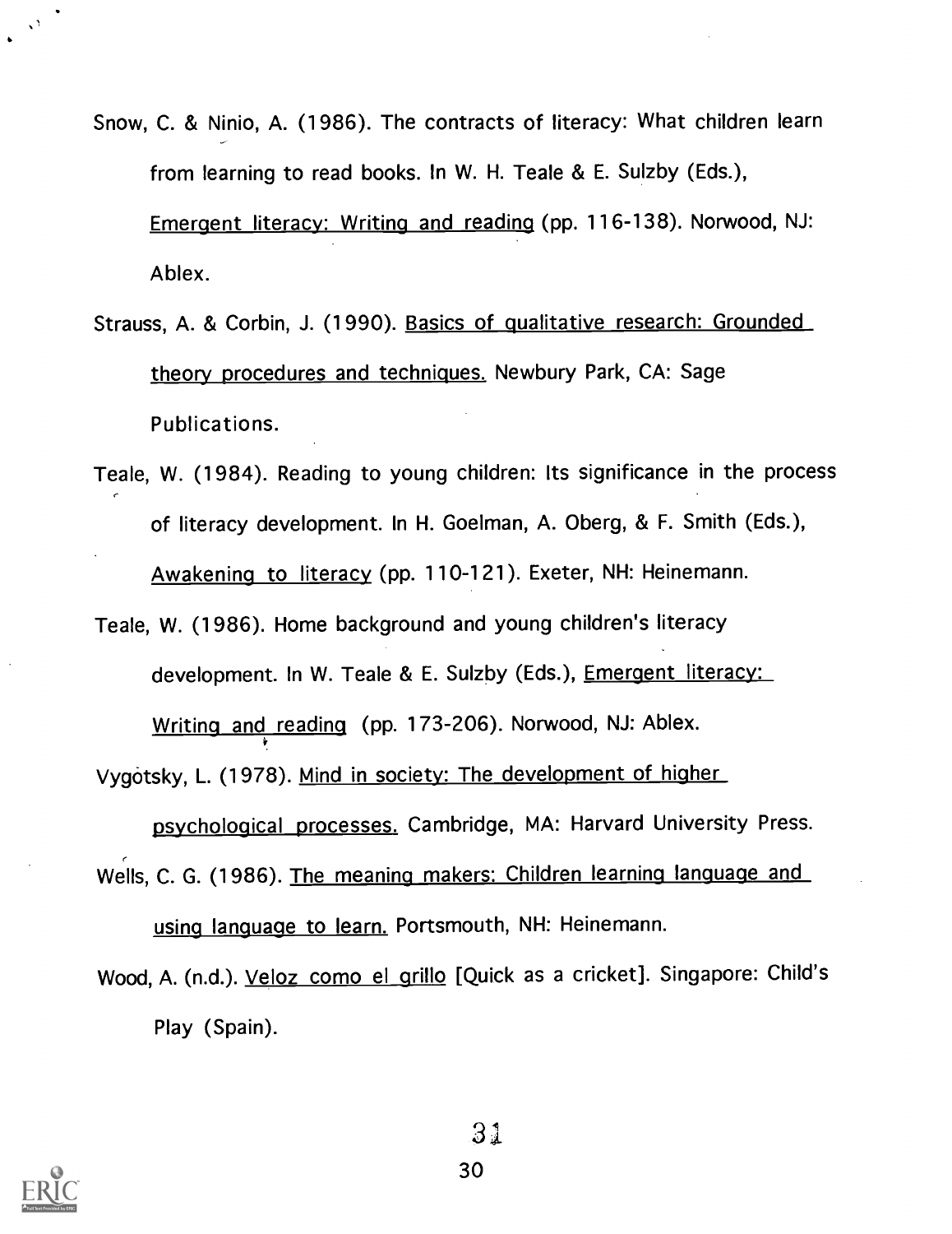Snow, C. & Ninio, A. (1986). The contracts of literacy: What children learn from learning to read books. In W. H. Teale & E. Sulzby (Eds.), Emergent literacy: Writing and reading (pp. 116-138). Norwood, NJ: Ablex.

Strauss, A. & Corbin, J. (1990). Basics of qualitative research: Grounded theory procedures and techniques. Newbury Park, CA: Sage Publications.

Teale, W. (1984). Reading to young children: Its significance in the process of literacy development. In H. Goelman, A. Oberg, & F. Smith (Eds.), Awakening to literacy (pp. 110-121). Exeter, NH: Heinemann.

Teale, W. (1986). Home background and young children's literacy development. In W. Teale & E. Sulzby (Eds.), Emergent literacy: Writing and reading (pp. 173-206). Norwood, NJ: Ablex.

Vygotsky, L. (1978). Mind in society: The development of higher psychological processes. Cambridge, MA: Harvard University Press.

Wells, C. G. (1986). The meaning makers: Children learning language and using language to learn. Portsmouth, NH: Heinemann.

Wood, A. (n.d.). Veloz como el grillo [Quick as a cricket]. Singapore: Child's Play (Spain).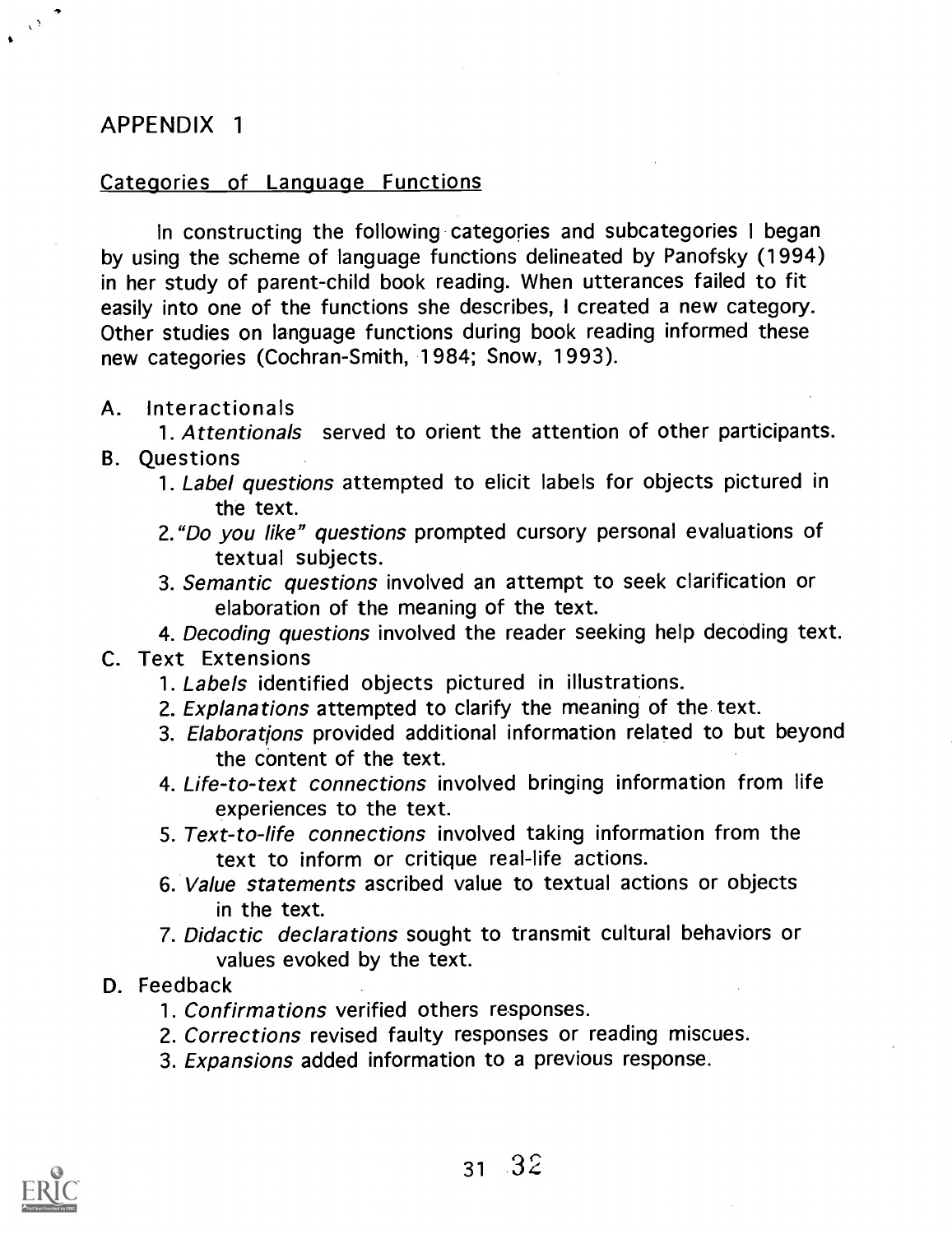# APPENDIX 1

## Categories of Language Functions

In constructing the following categories and subcategories I began by using the scheme of language functions delineated by Panofsky (1994) in her study of parent-child book reading. When utterances failed to fit easily into one of the functions she describes, I created a new category. Other studies on language functions during book reading informed these new categories (Cochran-Smith, 1984; Snow, 1993).

A. Interactionals
   1. *Attentionals* served to orient the attention of other participants.

B. Questions
   1. *Label questions* attempted to elicit labels for objects pictured in the text.
   2. *"Do you like" questions* prompted cursory personal evaluations of textual subjects.
   3. *Semantic questions* involved an attempt to seek clarification or elaboration of the meaning of the text.
   4. *Decoding questions* involved the reader seeking help decoding text.

C. Text Extensions
   1. *Labels* identified objects pictured in illustrations.
   2. *Explanations* attempted to clarify the meaning of the text.
   3. *Elaborations* provided additional information related to but beyond the content of the text.
   4. *Life-to-text connections* involved bringing information from life experiences to the text.
   5. *Text-to-life connections* involved taking information from the text to inform or critique real-life actions.
   6. *Value statements* ascribed value to textual actions or objects in the text.
   7. *Didactic declarations* sought to transmit cultural behaviors or values evoked by the text.

D. Feedback
   1. *Confirmations* verified others responses.
   2. *Corrections* revised faulty responses or reading miscues.
   3. *Expansions* added information to a previous response.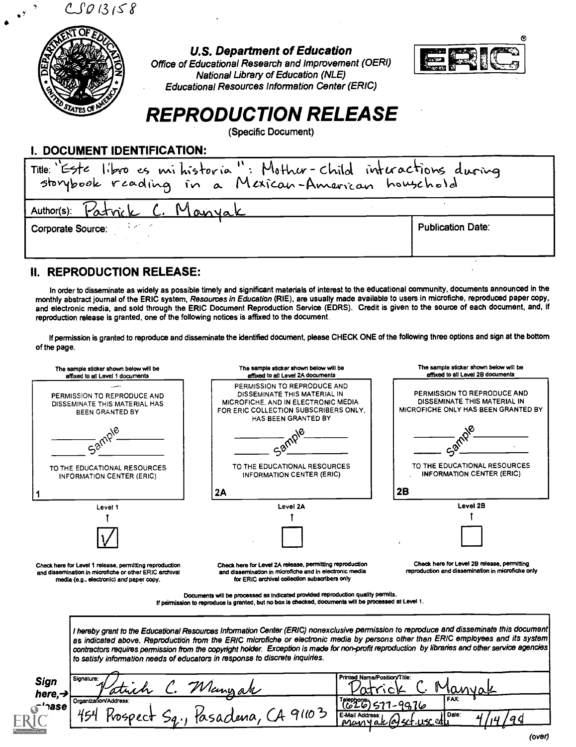CS013158

U.S. Department of Education
Office of Educational Research and Improvement (OERI)
National Library of Education (NLE)
Educational Resources Information Center (ERIC)

# REPRODUCTION RELEASE

(Specific Document)

## I. DOCUMENT IDENTIFICATION:

Title: "Este libro es mi historia": Mother-child interactions during storybook reading in a Mexican-American household

Author(s): Patrick C. Manyak

Corporate Source:

Publication Date:

## II. REPRODUCTION RELEASE:

In order to disseminate as widely as possible timely and significant materials of interest to the educational community, documents announced in the monthly abstract journal of the ERIC system, *Resources in Education* (RIE), are usually made available to users in microfiche, reproduced paper copy, and electronic media, and sold through the ERIC Document Reproduction Service (EDRS). Credit is given to the source of each document, and, if reproduction release is granted, one of the following notices is affixed to the document.

If permission is granted to reproduce and disseminate the identified document, please CHECK ONE of the following three options and sign at the bottom of the page.

| The sample sticker shown below will be affixed to all Level 1 documents | The sample sticker shown below will be affixed to all Level 2A documents | The sample sticker shown below will be affixed to all Level 2B documents |
|---|---|---|
| PERMISSION TO REPRODUCE AND DISSEMINATE THIS MATERIAL HAS BEEN GRANTED BY<br>Sample<br>TO THE EDUCATIONAL RESOURCES INFORMATION CENTER (ERIC)<br>1 | PERMISSION TO REPRODUCE AND DISSEMINATE THIS MATERIAL IN MICROFICHE, AND IN ELECTRONIC MEDIA FOR ERIC COLLECTION SUBSCRIBERS ONLY, HAS BEEN GRANTED BY<br>Sample<br>TO THE EDUCATIONAL RESOURCES INFORMATION CENTER (ERIC)<br>2A | PERMISSION TO REPRODUCE AND DISSEMINATE THIS MATERIAL IN MICROFICHE ONLY HAS BEEN GRANTED BY<br>Sample<br>TO THE EDUCATIONAL RESOURCES INFORMATION CENTER (ERIC)<br>2B |
| Level 1<br>[✓] | Level 2A<br>[ ] | Level 2B<br>[ ] |
| Check here for Level 1 release, permitting reproduction and dissemination in microfiche or other ERIC archival media (e.g., electronic) *and* paper copy. | Check here for Level 2A release, permitting reproduction and dissemination in microfiche and in electronic media for ERIC archival collection subscribers only | Check here for Level 2B release, permitting reproduction and dissemination in microfiche only |

Documents will be processed as indicated provided reproduction quality permits.
If permission to reproduce is granted, but no box is checked, documents will be processed at Level 1.

*I hereby grant to the Educational Resources Information Center (ERIC) nonexclusive permission to reproduce and disseminate this document as indicated above. Reproduction from the ERIC microfiche or electronic media by persons other than ERIC employees and its system contractors requires permission from the copyright holder. Exception is made for non-profit reproduction by libraries and other service agencies to satisfy information needs of educators in response to discrete inquiries.*

**Sign here,→ please**

| Signature: Patrick C. Manyak | Printed Name/Position/Title: Patrick C. Manyak | |
|---|---|---|
| Organization/Address: 454 Prospect Sq., Pasadena, CA 91103 | Telephone: (626) 577-9876 | FAX: |
| | E-Mail Address: manyak@scf.usc.edu | Date: 4/14/98 |

(over)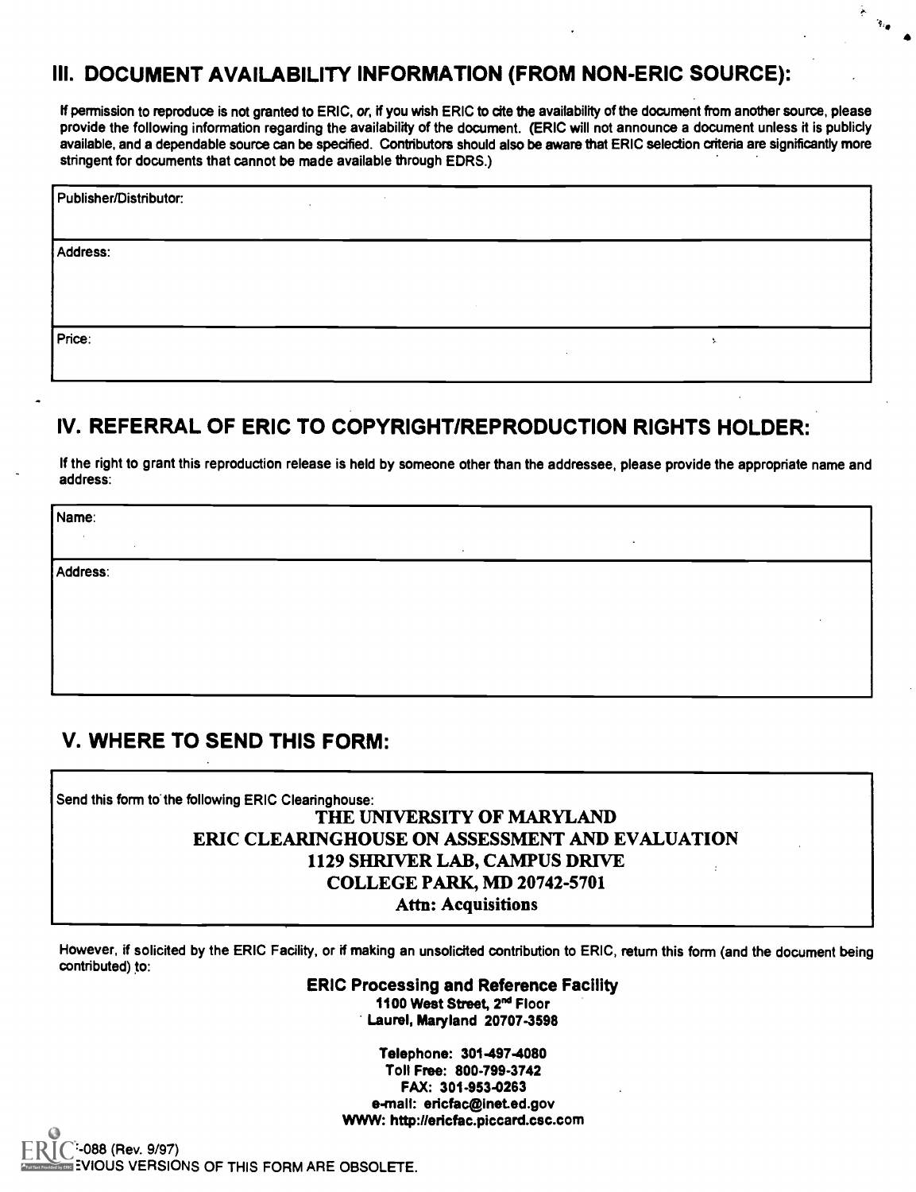## III. DOCUMENT AVAILABILITY INFORMATION (FROM NON-ERIC SOURCE):

If permission to reproduce is not granted to ERIC, *or*, if you wish ERIC to cite the availability of the document from another source, please provide the following information regarding the availability of the document. (ERIC will not announce a document unless it is publicly available, and a dependable source can be specified. Contributors should also be aware that ERIC selection criteria are significantly more stringent for documents that cannot be made available through EDRS.)

| |
|---|
| Publisher/Distributor: |
| Address: |
| Price: |

## IV. REFERRAL OF ERIC TO COPYRIGHT/REPRODUCTION RIGHTS HOLDER:

If the right to grant this reproduction release is held by someone other than the addressee, please provide the appropriate name and address:

| |
|---|
| Name: |
| Address: |

## V. WHERE TO SEND THIS FORM:

Send this form to the following ERIC Clearinghouse:

**THE UNIVERSITY OF MARYLAND**
**ERIC CLEARINGHOUSE ON ASSESSMENT AND EVALUATION**
**1129 SHRIVER LAB, CAMPUS DRIVE**
**COLLEGE PARK, MD 20742-5701**
**Attn: Acquisitions**

However, if solicited by the ERIC Facility, or if making an unsolicited contribution to ERIC, return this form (and the document being contributed) to:

**ERIC Processing and Reference Facility**
**1100 West Street, 2nd Floor**
**Laurel, Maryland 20707-3598**

**Telephone: 301-497-4080**
**Toll Free: 800-799-3742**
**FAX: 301-953-0263**
**e-mail: ericfac@inet.ed.gov**
**WWW: http://ericfac.piccard.csc.com**

-088 (Rev. 9/97)
EVIOUS VERSIONS OF THIS FORM ARE OBSOLETE.